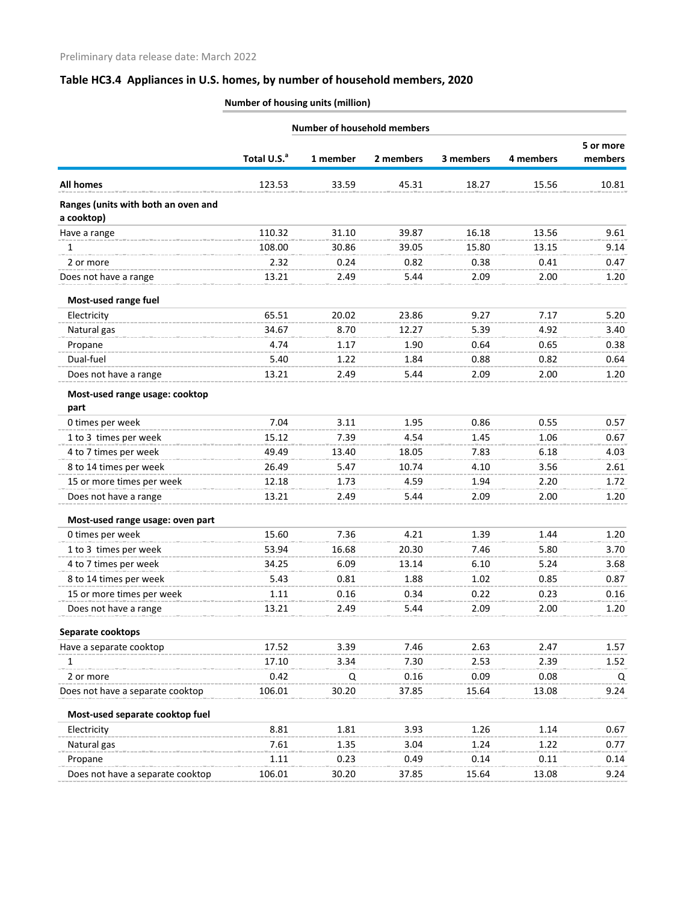Preliminary data release date: March 2022

## Table HC3.4 Appliances in U.S. homes, by number of household members, 2020

| | Number of housing units (million) | | | | | |
|---|---|---|---|---|---|---|
| | | Number of household members | | | | |
| | Total U.S.[a] | 1 member | 2 members | 3 members | 4 members | 5 or more members |
| **All homes** | 123.53 | 33.59 | 45.31 | 18.27 | 15.56 | 10.81 |
| **Ranges (units with both an oven and a cooktop)** | | | | | | |
| Have a range | 110.32 | 31.10 | 39.87 | 16.18 | 13.56 | 9.61 |
| 1 | 108.00 | 30.86 | 39.05 | 15.80 | 13.15 | 9.14 |
| 2 or more | 2.32 | 0.24 | 0.82 | 0.38 | 0.41 | 0.47 |
| Does not have a range | 13.21 | 2.49 | 5.44 | 2.09 | 2.00 | 1.20 |
| **Most-used range fuel** | | | | | | |
| Electricity | 65.51 | 20.02 | 23.86 | 9.27 | 7.17 | 5.20 |
| Natural gas | 34.67 | 8.70 | 12.27 | 5.39 | 4.92 | 3.40 |
| Propane | 4.74 | 1.17 | 1.90 | 0.64 | 0.65 | 0.38 |
| Dual-fuel | 5.40 | 1.22 | 1.84 | 0.88 | 0.82 | 0.64 |
| Does not have a range | 13.21 | 2.49 | 5.44 | 2.09 | 2.00 | 1.20 |
| **Most-used range usage: cooktop part** | | | | | | |
| 0 times per week | 7.04 | 3.11 | 1.95 | 0.86 | 0.55 | 0.57 |
| 1 to 3 times per week | 15.12 | 7.39 | 4.54 | 1.45 | 1.06 | 0.67 |
| 4 to 7 times per week | 49.49 | 13.40 | 18.05 | 7.83 | 6.18 | 4.03 |
| 8 to 14 times per week | 26.49 | 5.47 | 10.74 | 4.10 | 3.56 | 2.61 |
| 15 or more times per week | 12.18 | 1.73 | 4.59 | 1.94 | 2.20 | 1.72 |
| Does not have a range | 13.21 | 2.49 | 5.44 | 2.09 | 2.00 | 1.20 |
| **Most-used range usage: oven part** | | | | | | |
| 0 times per week | 15.60 | 7.36 | 4.21 | 1.39 | 1.44 | 1.20 |
| 1 to 3 times per week | 53.94 | 16.68 | 20.30 | 7.46 | 5.80 | 3.70 |
| 4 to 7 times per week | 34.25 | 6.09 | 13.14 | 6.10 | 5.24 | 3.68 |
| 8 to 14 times per week | 5.43 | 0.81 | 1.88 | 1.02 | 0.85 | 0.87 |
| 15 or more times per week | 1.11 | 0.16 | 0.34 | 0.22 | 0.23 | 0.16 |
| Does not have a range | 13.21 | 2.49 | 5.44 | 2.09 | 2.00 | 1.20 |
| **Separate cooktops** | | | | | | |
| Have a separate cooktop | 17.52 | 3.39 | 7.46 | 2.63 | 2.47 | 1.57 |
| 1 | 17.10 | 3.34 | 7.30 | 2.53 | 2.39 | 1.52 |
| 2 or more | 0.42 | Q | 0.16 | 0.09 | 0.08 | Q |
| Does not have a separate cooktop | 106.01 | 30.20 | 37.85 | 15.64 | 13.08 | 9.24 |
| **Most-used separate cooktop fuel** | | | | | | |
| Electricity | 8.81 | 1.81 | 3.93 | 1.26 | 1.14 | 0.67 |
| Natural gas | 7.61 | 1.35 | 3.04 | 1.24 | 1.22 | 0.77 |
| Propane | 1.11 | 0.23 | 0.49 | 0.14 | 0.11 | 0.14 |
| Does not have a separate cooktop | 106.01 | 30.20 | 37.85 | 15.64 | 13.08 | 9.24 |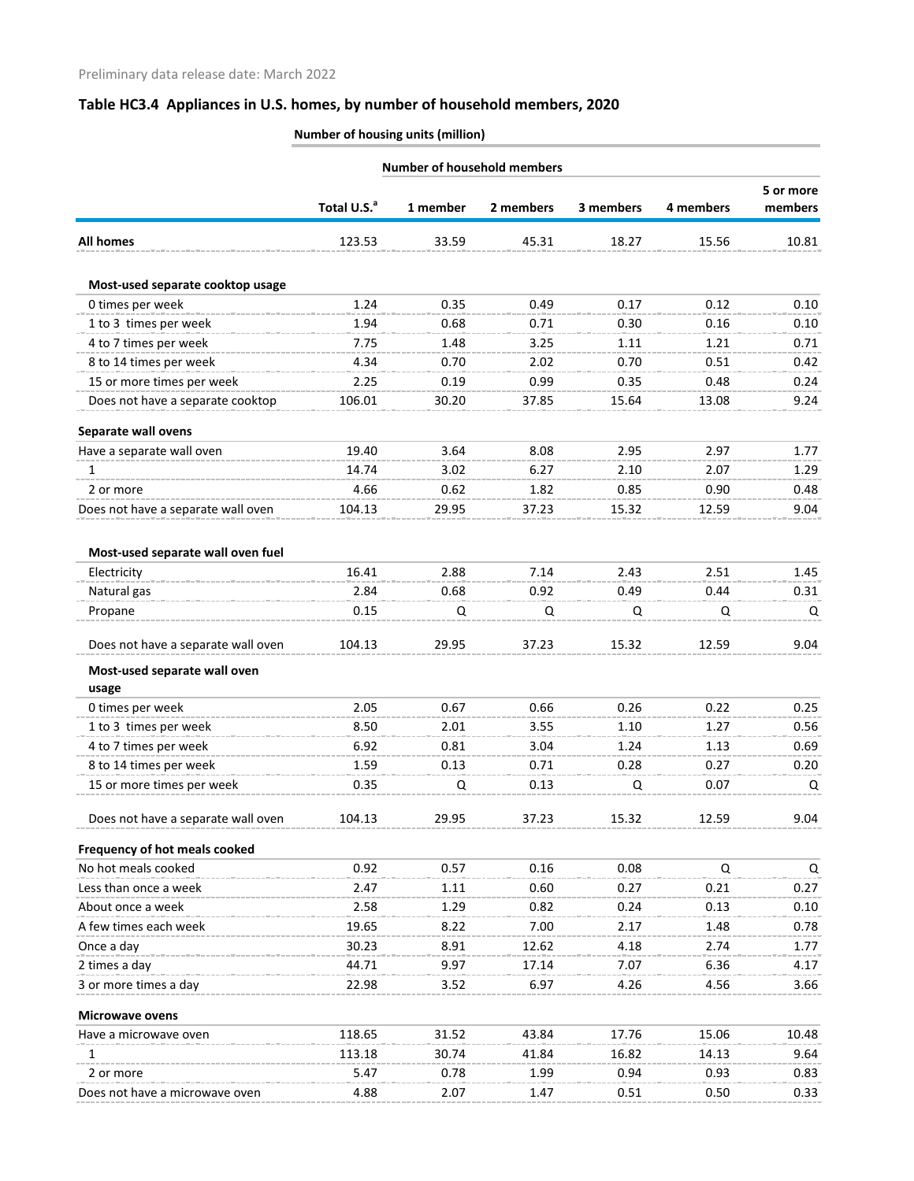Preliminary data release date: March 2022

## Table HC3.4 Appliances in U.S. homes, by number of household members, 2020

| | Number of housing units (million) | | | | | |
|---|---|---|---|---|---|---|
| | | Number of household members | | | | |
| | Total U.S.[a] | 1 member | 2 members | 3 members | 4 members | 5 or more members |
| **All homes** | 123.53 | 33.59 | 45.31 | 18.27 | 15.56 | 10.81 |
| **Most-used separate cooktop usage** | | | | | | |
| 0 times per week | 1.24 | 0.35 | 0.49 | 0.17 | 0.12 | 0.10 |
| 1 to 3 times per week | 1.94 | 0.68 | 0.71 | 0.30 | 0.16 | 0.10 |
| 4 to 7 times per week | 7.75 | 1.48 | 3.25 | 1.11 | 1.21 | 0.71 |
| 8 to 14 times per week | 4.34 | 0.70 | 2.02 | 0.70 | 0.51 | 0.42 |
| 15 or more times per week | 2.25 | 0.19 | 0.99 | 0.35 | 0.48 | 0.24 |
| Does not have a separate cooktop | 106.01 | 30.20 | 37.85 | 15.64 | 13.08 | 9.24 |
| **Separate wall ovens** | | | | | | |
| Have a separate wall oven | 19.40 | 3.64 | 8.08 | 2.95 | 2.97 | 1.77 |
| 1 | 14.74 | 3.02 | 6.27 | 2.10 | 2.07 | 1.29 |
| 2 or more | 4.66 | 0.62 | 1.82 | 0.85 | 0.90 | 0.48 |
| Does not have a separate wall oven | 104.13 | 29.95 | 37.23 | 15.32 | 12.59 | 9.04 |
| **Most-used separate wall oven fuel** | | | | | | |
| Electricity | 16.41 | 2.88 | 7.14 | 2.43 | 2.51 | 1.45 |
| Natural gas | 2.84 | 0.68 | 0.92 | 0.49 | 0.44 | 0.31 |
| Propane | 0.15 | Q | Q | Q | Q | Q |
| Does not have a separate wall oven | 104.13 | 29.95 | 37.23 | 15.32 | 12.59 | 9.04 |
| **Most-used separate wall oven usage** | | | | | | |
| 0 times per week | 2.05 | 0.67 | 0.66 | 0.26 | 0.22 | 0.25 |
| 1 to 3 times per week | 8.50 | 2.01 | 3.55 | 1.10 | 1.27 | 0.56 |
| 4 to 7 times per week | 6.92 | 0.81 | 3.04 | 1.24 | 1.13 | 0.69 |
| 8 to 14 times per week | 1.59 | 0.13 | 0.71 | 0.28 | 0.27 | 0.20 |
| 15 or more times per week | 0.35 | Q | 0.13 | Q | 0.07 | Q |
| Does not have a separate wall oven | 104.13 | 29.95 | 37.23 | 15.32 | 12.59 | 9.04 |
| **Frequency of hot meals cooked** | | | | | | |
| No hot meals cooked | 0.92 | 0.57 | 0.16 | 0.08 | Q | Q |
| Less than once a week | 2.47 | 1.11 | 0.60 | 0.27 | 0.21 | 0.27 |
| About once a week | 2.58 | 1.29 | 0.82 | 0.24 | 0.13 | 0.10 |
| A few times each week | 19.65 | 8.22 | 7.00 | 2.17 | 1.48 | 0.78 |
| Once a day | 30.23 | 8.91 | 12.62 | 4.18 | 2.74 | 1.77 |
| 2 times a day | 44.71 | 9.97 | 17.14 | 7.07 | 6.36 | 4.17 |
| 3 or more times a day | 22.98 | 3.52 | 6.97 | 4.26 | 4.56 | 3.66 |
| **Microwave ovens** | | | | | | |
| Have a microwave oven | 118.65 | 31.52 | 43.84 | 17.76 | 15.06 | 10.48 |
| 1 | 113.18 | 30.74 | 41.84 | 16.82 | 14.13 | 9.64 |
| 2 or more | 5.47 | 0.78 | 1.99 | 0.94 | 0.93 | 0.83 |
| Does not have a microwave oven | 4.88 | 2.07 | 1.47 | 0.51 | 0.50 | 0.33 |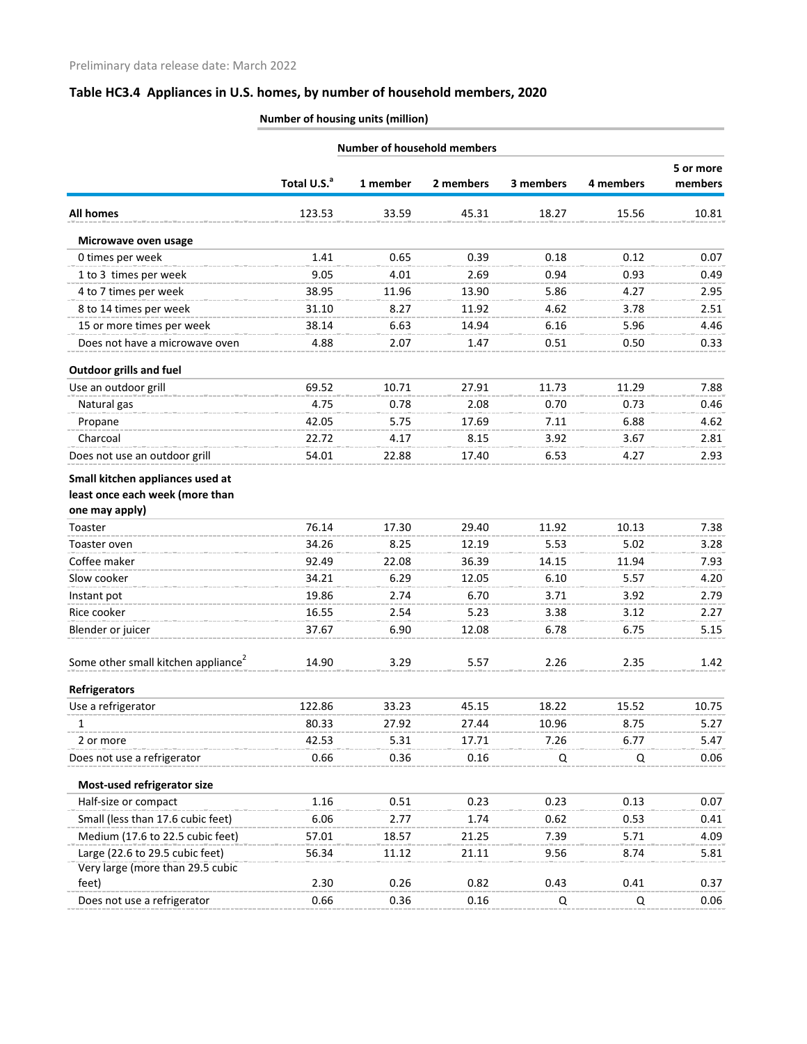Preliminary data release date: March 2022

## Table HC3.4 Appliances in U.S. homes, by number of household members, 2020

| | Number of housing units (million) | | | | | |
|---|---|---|---|---|---|---|
| | | Number of household members | | | | |
| | Total U.S.[a] | 1 member | 2 members | 3 members | 4 members | 5 or more members |
| **All homes** | 123.53 | 33.59 | 45.31 | 18.27 | 15.56 | 10.81 |
| **Microwave oven usage** | | | | | | |
| 0 times per week | 1.41 | 0.65 | 0.39 | 0.18 | 0.12 | 0.07 |
| 1 to 3 times per week | 9.05 | 4.01 | 2.69 | 0.94 | 0.93 | 0.49 |
| 4 to 7 times per week | 38.95 | 11.96 | 13.90 | 5.86 | 4.27 | 2.95 |
| 8 to 14 times per week | 31.10 | 8.27 | 11.92 | 4.62 | 3.78 | 2.51 |
| 15 or more times per week | 38.14 | 6.63 | 14.94 | 6.16 | 5.96 | 4.46 |
| Does not have a microwave oven | 4.88 | 2.07 | 1.47 | 0.51 | 0.50 | 0.33 |
| **Outdoor grills and fuel** | | | | | | |
| Use an outdoor grill | 69.52 | 10.71 | 27.91 | 11.73 | 11.29 | 7.88 |
| Natural gas | 4.75 | 0.78 | 2.08 | 0.70 | 0.73 | 0.46 |
| Propane | 42.05 | 5.75 | 17.69 | 7.11 | 6.88 | 4.62 |
| Charcoal | 22.72 | 4.17 | 8.15 | 3.92 | 3.67 | 2.81 |
| Does not use an outdoor grill | 54.01 | 22.88 | 17.40 | 6.53 | 4.27 | 2.93 |
| **Small kitchen appliances used at least once each week (more than one may apply)** | | | | | | |
| Toaster | 76.14 | 17.30 | 29.40 | 11.92 | 10.13 | 7.38 |
| Toaster oven | 34.26 | 8.25 | 12.19 | 5.53 | 5.02 | 3.28 |
| Coffee maker | 92.49 | 22.08 | 36.39 | 14.15 | 11.94 | 7.93 |
| Slow cooker | 34.21 | 6.29 | 12.05 | 6.10 | 5.57 | 4.20 |
| Instant pot | 19.86 | 2.74 | 6.70 | 3.71 | 3.92 | 2.79 |
| Rice cooker | 16.55 | 2.54 | 5.23 | 3.38 | 3.12 | 2.27 |
| Blender or juicer | 37.67 | 6.90 | 12.08 | 6.78 | 6.75 | 5.15 |
| Some other small kitchen appliance[2] | 14.90 | 3.29 | 5.57 | 2.26 | 2.35 | 1.42 |
| **Refrigerators** | | | | | | |
| Use a refrigerator | 122.86 | 33.23 | 45.15 | 18.22 | 15.52 | 10.75 |
| 1 | 80.33 | 27.92 | 27.44 | 10.96 | 8.75 | 5.27 |
| 2 or more | 42.53 | 5.31 | 17.71 | 7.26 | 6.77 | 5.47 |
| Does not use a refrigerator | 0.66 | 0.36 | 0.16 | Q | Q | 0.06 |
| **Most-used refrigerator size** | | | | | | |
| Half-size or compact | 1.16 | 0.51 | 0.23 | 0.23 | 0.13 | 0.07 |
| Small (less than 17.6 cubic feet) | 6.06 | 2.77 | 1.74 | 0.62 | 0.53 | 0.41 |
| Medium (17.6 to 22.5 cubic feet) | 57.01 | 18.57 | 21.25 | 7.39 | 5.71 | 4.09 |
| Large (22.6 to 29.5 cubic feet) | 56.34 | 11.12 | 21.11 | 9.56 | 8.74 | 5.81 |
| Very large (more than 29.5 cubic feet) | 2.30 | 0.26 | 0.82 | 0.43 | 0.41 | 0.37 |
| Does not use a refrigerator | 0.66 | 0.36 | 0.16 | Q | Q | 0.06 |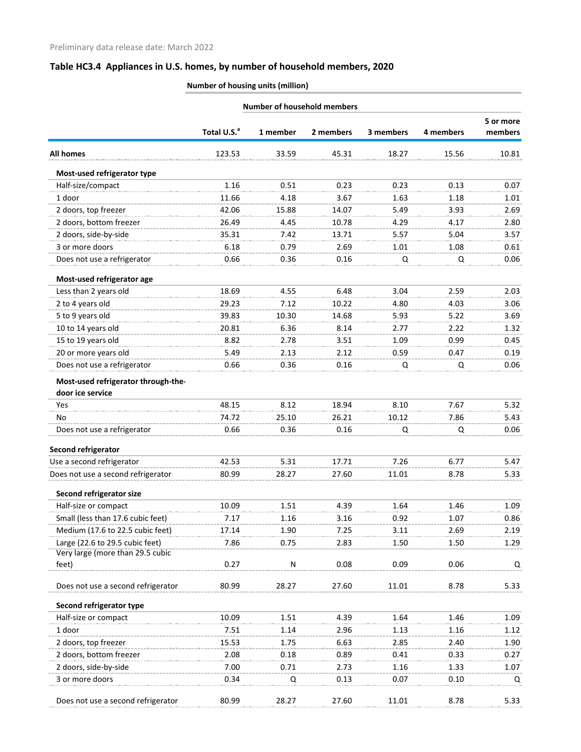Preliminary data release date: March 2022

## Table HC3.4 Appliances in U.S. homes, by number of household members, 2020

| | Number of housing units (million) | | | | | |
|---|---|---|---|---|---|---|
| | | Number of household members | | | | |
| | Total U.S.[a] | 1 member | 2 members | 3 members | 4 members | 5 or more members |
| **All homes** | 123.53 | 33.59 | 45.31 | 18.27 | 15.56 | 10.81 |
| **Most-used refrigerator type** | | | | | | |
| Half-size/compact | 1.16 | 0.51 | 0.23 | 0.23 | 0.13 | 0.07 |
| 1 door | 11.66 | 4.18 | 3.67 | 1.63 | 1.18 | 1.01 |
| 2 doors, top freezer | 42.06 | 15.88 | 14.07 | 5.49 | 3.93 | 2.69 |
| 2 doors, bottom freezer | 26.49 | 4.45 | 10.78 | 4.29 | 4.17 | 2.80 |
| 2 doors, side-by-side | 35.31 | 7.42 | 13.71 | 5.57 | 5.04 | 3.57 |
| 3 or more doors | 6.18 | 0.79 | 2.69 | 1.01 | 1.08 | 0.61 |
| Does not use a refrigerator | 0.66 | 0.36 | 0.16 | Q | Q | 0.06 |
| **Most-used refrigerator age** | | | | | | |
| Less than 2 years old | 18.69 | 4.55 | 6.48 | 3.04 | 2.59 | 2.03 |
| 2 to 4 years old | 29.23 | 7.12 | 10.22 | 4.80 | 4.03 | 3.06 |
| 5 to 9 years old | 39.83 | 10.30 | 14.68 | 5.93 | 5.22 | 3.69 |
| 10 to 14 years old | 20.81 | 6.36 | 8.14 | 2.77 | 2.22 | 1.32 |
| 15 to 19 years old | 8.82 | 2.78 | 3.51 | 1.09 | 0.99 | 0.45 |
| 20 or more years old | 5.49 | 2.13 | 2.12 | 0.59 | 0.47 | 0.19 |
| Does not use a refrigerator | 0.66 | 0.36 | 0.16 | Q | Q | 0.06 |
| **Most-used refrigerator through-the-door ice service** | | | | | | |
| Yes | 48.15 | 8.12 | 18.94 | 8.10 | 7.67 | 5.32 |
| No | 74.72 | 25.10 | 26.21 | 10.12 | 7.86 | 5.43 |
| Does not use a refrigerator | 0.66 | 0.36 | 0.16 | Q | Q | 0.06 |
| **Second refrigerator** | | | | | | |
| Use a second refrigerator | 42.53 | 5.31 | 17.71 | 7.26 | 6.77 | 5.47 |
| Does not use a second refrigerator | 80.99 | 28.27 | 27.60 | 11.01 | 8.78 | 5.33 |
| **Second refrigerator size** | | | | | | |
| Half-size or compact | 10.09 | 1.51 | 4.39 | 1.64 | 1.46 | 1.09 |
| Small (less than 17.6 cubic feet) | 7.17 | 1.16 | 3.16 | 0.92 | 1.07 | 0.86 |
| Medium (17.6 to 22.5 cubic feet) | 17.14 | 1.90 | 7.25 | 3.11 | 2.69 | 2.19 |
| Large (22.6 to 29.5 cubic feet) | 7.86 | 0.75 | 2.83 | 1.50 | 1.50 | 1.29 |
| Very large (more than 29.5 cubic feet) | 0.27 | N | 0.08 | 0.09 | 0.06 | Q |
| Does not use a second refrigerator | 80.99 | 28.27 | 27.60 | 11.01 | 8.78 | 5.33 |
| **Second refrigerator type** | | | | | | |
| Half-size or compact | 10.09 | 1.51 | 4.39 | 1.64 | 1.46 | 1.09 |
| 1 door | 7.51 | 1.14 | 2.96 | 1.13 | 1.16 | 1.12 |
| 2 doors, top freezer | 15.53 | 1.75 | 6.63 | 2.85 | 2.40 | 1.90 |
| 2 doors, bottom freezer | 2.08 | 0.18 | 0.89 | 0.41 | 0.33 | 0.27 |
| 2 doors, side-by-side | 7.00 | 0.71 | 2.73 | 1.16 | 1.33 | 1.07 |
| 3 or more doors | 0.34 | Q | 0.13 | 0.07 | 0.10 | Q |
| Does not use a second refrigerator | 80.99 | 28.27 | 27.60 | 11.01 | 8.78 | 5.33 |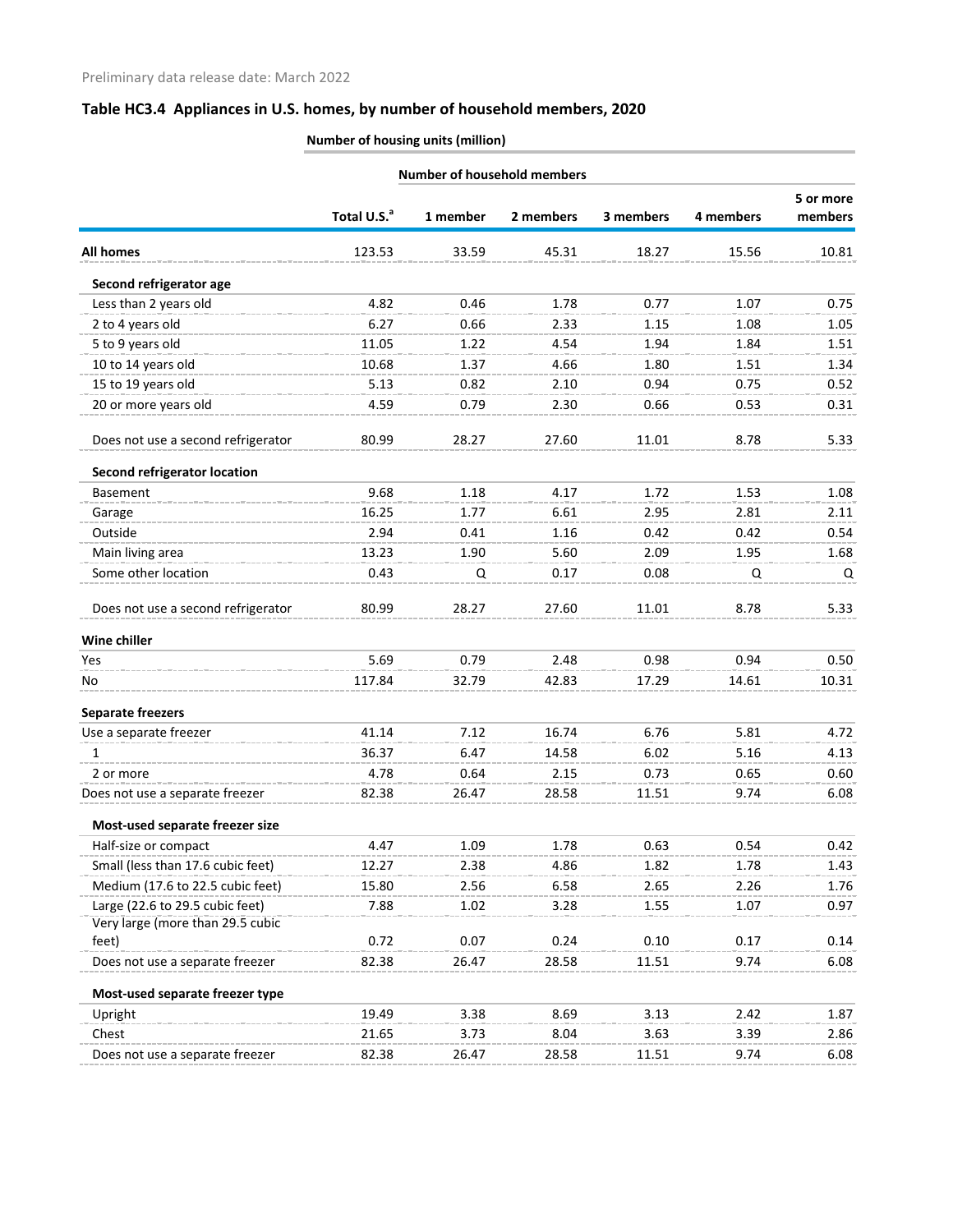Preliminary data release date: March 2022

## Table HC3.4 Appliances in U.S. homes, by number of household members, 2020

| | Number of housing units (million) | | | | | |
|---|---|---|---|---|---|---|
| | | Number of household members | | | | |
| | Total U.S.[a] | 1 member | 2 members | 3 members | 4 members | 5 or more members |
| **All homes** | 123.53 | 33.59 | 45.31 | 18.27 | 15.56 | 10.81 |
| **Second refrigerator age** | | | | | | |
| Less than 2 years old | 4.82 | 0.46 | 1.78 | 0.77 | 1.07 | 0.75 |
| 2 to 4 years old | 6.27 | 0.66 | 2.33 | 1.15 | 1.08 | 1.05 |
| 5 to 9 years old | 11.05 | 1.22 | 4.54 | 1.94 | 1.84 | 1.51 |
| 10 to 14 years old | 10.68 | 1.37 | 4.66 | 1.80 | 1.51 | 1.34 |
| 15 to 19 years old | 5.13 | 0.82 | 2.10 | 0.94 | 0.75 | 0.52 |
| 20 or more years old | 4.59 | 0.79 | 2.30 | 0.66 | 0.53 | 0.31 |
| Does not use a second refrigerator | 80.99 | 28.27 | 27.60 | 11.01 | 8.78 | 5.33 |
| **Second refrigerator location** | | | | | | |
| Basement | 9.68 | 1.18 | 4.17 | 1.72 | 1.53 | 1.08 |
| Garage | 16.25 | 1.77 | 6.61 | 2.95 | 2.81 | 2.11 |
| Outside | 2.94 | 0.41 | 1.16 | 0.42 | 0.42 | 0.54 |
| Main living area | 13.23 | 1.90 | 5.60 | 2.09 | 1.95 | 1.68 |
| Some other location | 0.43 | Q | 0.17 | 0.08 | Q | Q |
| Does not use a second refrigerator | 80.99 | 28.27 | 27.60 | 11.01 | 8.78 | 5.33 |
| **Wine chiller** | | | | | | |
| Yes | 5.69 | 0.79 | 2.48 | 0.98 | 0.94 | 0.50 |
| No | 117.84 | 32.79 | 42.83 | 17.29 | 14.61 | 10.31 |
| **Separate freezers** | | | | | | |
| Use a separate freezer | 41.14 | 7.12 | 16.74 | 6.76 | 5.81 | 4.72 |
| 1 | 36.37 | 6.47 | 14.58 | 6.02 | 5.16 | 4.13 |
| 2 or more | 4.78 | 0.64 | 2.15 | 0.73 | 0.65 | 0.60 |
| Does not use a separate freezer | 82.38 | 26.47 | 28.58 | 11.51 | 9.74 | 6.08 |
| **Most-used separate freezer size** | | | | | | |
| Half-size or compact | 4.47 | 1.09 | 1.78 | 0.63 | 0.54 | 0.42 |
| Small (less than 17.6 cubic feet) | 12.27 | 2.38 | 4.86 | 1.82 | 1.78 | 1.43 |
| Medium (17.6 to 22.5 cubic feet) | 15.80 | 2.56 | 6.58 | 2.65 | 2.26 | 1.76 |
| Large (22.6 to 29.5 cubic feet) | 7.88 | 1.02 | 3.28 | 1.55 | 1.07 | 0.97 |
| Very large (more than 29.5 cubic feet) | 0.72 | 0.07 | 0.24 | 0.10 | 0.17 | 0.14 |
| Does not use a separate freezer | 82.38 | 26.47 | 28.58 | 11.51 | 9.74 | 6.08 |
| **Most-used separate freezer type** | | | | | | |
| Upright | 19.49 | 3.38 | 8.69 | 3.13 | 2.42 | 1.87 |
| Chest | 21.65 | 3.73 | 8.04 | 3.63 | 3.39 | 2.86 |
| Does not use a separate freezer | 82.38 | 26.47 | 28.58 | 11.51 | 9.74 | 6.08 |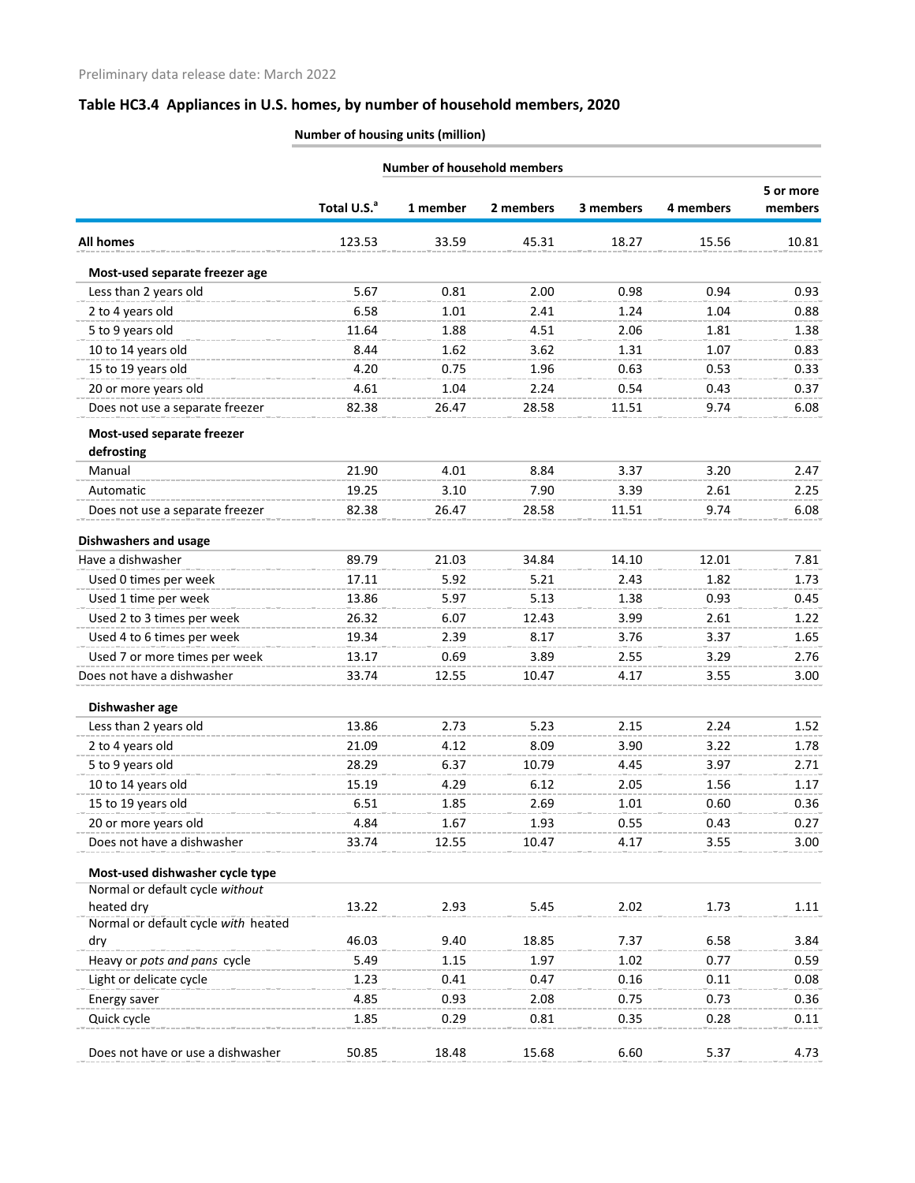Preliminary data release date: March 2022

## Table HC3.4 Appliances in U.S. homes, by number of household members, 2020

| | Number of housing units (million) | | | | | |
|---|---|---|---|---|---|---|
| | | Number of household members | | | | |
| | Total U.S.[a] | 1 member | 2 members | 3 members | 4 members | 5 or more members |
| **All homes** | 123.53 | 33.59 | 45.31 | 18.27 | 15.56 | 10.81 |
| **Most-used separate freezer age** | | | | | | |
| Less than 2 years old | 5.67 | 0.81 | 2.00 | 0.98 | 0.94 | 0.93 |
| 2 to 4 years old | 6.58 | 1.01 | 2.41 | 1.24 | 1.04 | 0.88 |
| 5 to 9 years old | 11.64 | 1.88 | 4.51 | 2.06 | 1.81 | 1.38 |
| 10 to 14 years old | 8.44 | 1.62 | 3.62 | 1.31 | 1.07 | 0.83 |
| 15 to 19 years old | 4.20 | 0.75 | 1.96 | 0.63 | 0.53 | 0.33 |
| 20 or more years old | 4.61 | 1.04 | 2.24 | 0.54 | 0.43 | 0.37 |
| Does not use a separate freezer | 82.38 | 26.47 | 28.58 | 11.51 | 9.74 | 6.08 |
| **Most-used separate freezer defrosting** | | | | | | |
| Manual | 21.90 | 4.01 | 8.84 | 3.37 | 3.20 | 2.47 |
| Automatic | 19.25 | 3.10 | 7.90 | 3.39 | 2.61 | 2.25 |
| Does not use a separate freezer | 82.38 | 26.47 | 28.58 | 11.51 | 9.74 | 6.08 |
| **Dishwashers and usage** | | | | | | |
| Have a dishwasher | 89.79 | 21.03 | 34.84 | 14.10 | 12.01 | 7.81 |
| Used 0 times per week | 17.11 | 5.92 | 5.21 | 2.43 | 1.82 | 1.73 |
| Used 1 time per week | 13.86 | 5.97 | 5.13 | 1.38 | 0.93 | 0.45 |
| Used 2 to 3 times per week | 26.32 | 6.07 | 12.43 | 3.99 | 2.61 | 1.22 |
| Used 4 to 6 times per week | 19.34 | 2.39 | 8.17 | 3.76 | 3.37 | 1.65 |
| Used 7 or more times per week | 13.17 | 0.69 | 3.89 | 2.55 | 3.29 | 2.76 |
| Does not have a dishwasher | 33.74 | 12.55 | 10.47 | 4.17 | 3.55 | 3.00 |
| **Dishwasher age** | | | | | | |
| Less than 2 years old | 13.86 | 2.73 | 5.23 | 2.15 | 2.24 | 1.52 |
| 2 to 4 years old | 21.09 | 4.12 | 8.09 | 3.90 | 3.22 | 1.78 |
| 5 to 9 years old | 28.29 | 6.37 | 10.79 | 4.45 | 3.97 | 2.71 |
| 10 to 14 years old | 15.19 | 4.29 | 6.12 | 2.05 | 1.56 | 1.17 |
| 15 to 19 years old | 6.51 | 1.85 | 2.69 | 1.01 | 0.60 | 0.36 |
| 20 or more years old | 4.84 | 1.67 | 1.93 | 0.55 | 0.43 | 0.27 |
| Does not have a dishwasher | 33.74 | 12.55 | 10.47 | 4.17 | 3.55 | 3.00 |
| **Most-used dishwasher cycle type** | | | | | | |
| Normal or default cycle *without* heated dry | 13.22 | 2.93 | 5.45 | 2.02 | 1.73 | 1.11 |
| Normal or default cycle *with* heated dry | 46.03 | 9.40 | 18.85 | 7.37 | 6.58 | 3.84 |
| Heavy or *pots and pans* cycle | 5.49 | 1.15 | 1.97 | 1.02 | 0.77 | 0.59 |
| Light or delicate cycle | 1.23 | 0.41 | 0.47 | 0.16 | 0.11 | 0.08 |
| Energy saver | 4.85 | 0.93 | 2.08 | 0.75 | 0.73 | 0.36 |
| Quick cycle | 1.85 | 0.29 | 0.81 | 0.35 | 0.28 | 0.11 |
| Does not have or use a dishwasher | 50.85 | 18.48 | 15.68 | 6.60 | 5.37 | 4.73 |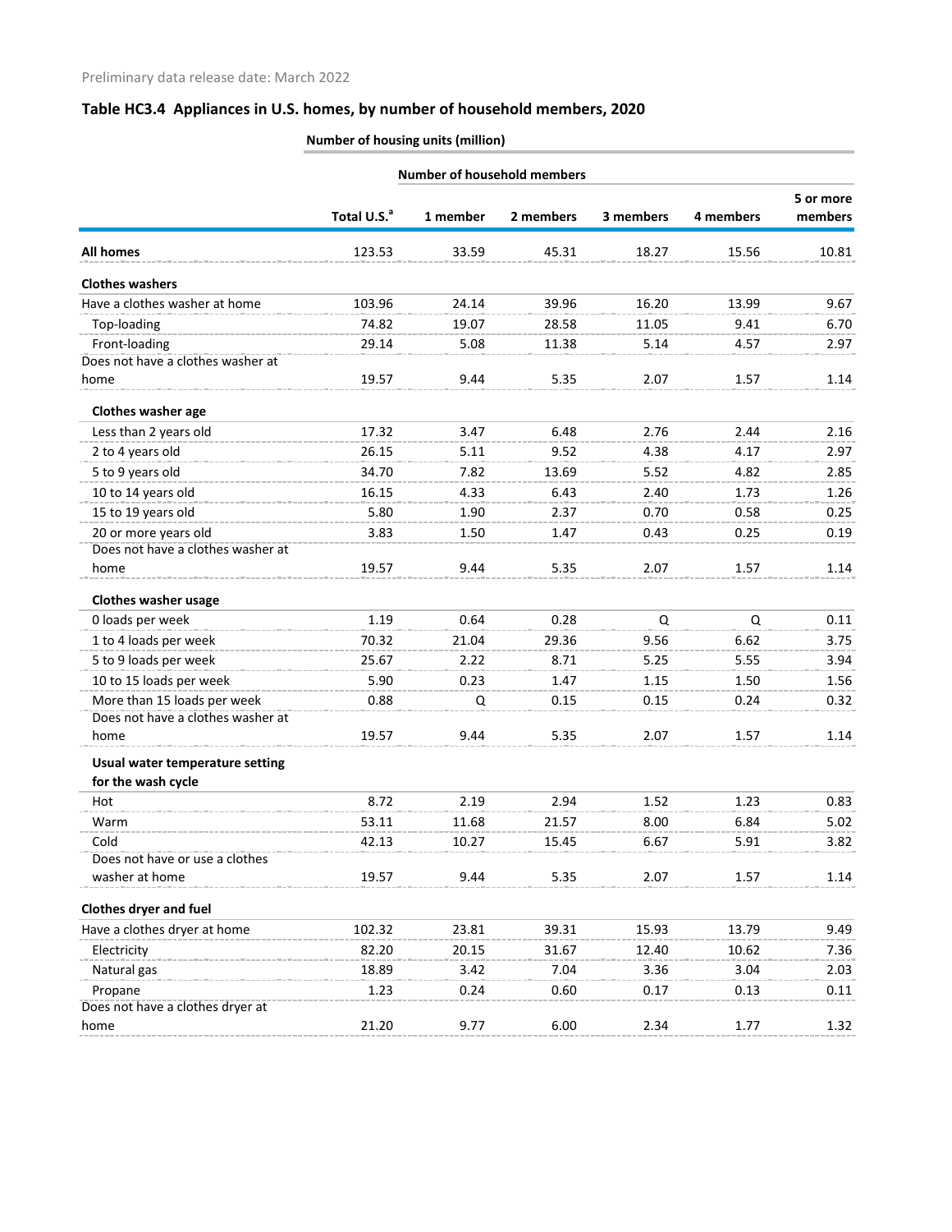Preliminary data release date: March 2022

## Table HC3.4 Appliances in U.S. homes, by number of household members, 2020

| | Number of housing units (million) | | | | | |
|---|---|---|---|---|---|---|
| | | Number of household members | | | | |
| | Total U.S.[a] | 1 member | 2 members | 3 members | 4 members | 5 or more members |
| **All homes** | 123.53 | 33.59 | 45.31 | 18.27 | 15.56 | 10.81 |
| **Clothes washers** | | | | | | |
| Have a clothes washer at home | 103.96 | 24.14 | 39.96 | 16.20 | 13.99 | 9.67 |
| Top-loading | 74.82 | 19.07 | 28.58 | 11.05 | 9.41 | 6.70 |
| Front-loading | 29.14 | 5.08 | 11.38 | 5.14 | 4.57 | 2.97 |
| Does not have a clothes washer at home | 19.57 | 9.44 | 5.35 | 2.07 | 1.57 | 1.14 |
| **Clothes washer age** | | | | | | |
| Less than 2 years old | 17.32 | 3.47 | 6.48 | 2.76 | 2.44 | 2.16 |
| 2 to 4 years old | 26.15 | 5.11 | 9.52 | 4.38 | 4.17 | 2.97 |
| 5 to 9 years old | 34.70 | 7.82 | 13.69 | 5.52 | 4.82 | 2.85 |
| 10 to 14 years old | 16.15 | 4.33 | 6.43 | 2.40 | 1.73 | 1.26 |
| 15 to 19 years old | 5.80 | 1.90 | 2.37 | 0.70 | 0.58 | 0.25 |
| 20 or more years old | 3.83 | 1.50 | 1.47 | 0.43 | 0.25 | 0.19 |
| Does not have a clothes washer at home | 19.57 | 9.44 | 5.35 | 2.07 | 1.57 | 1.14 |
| **Clothes washer usage** | | | | | | |
| 0 loads per week | 1.19 | 0.64 | 0.28 | Q | Q | 0.11 |
| 1 to 4 loads per week | 70.32 | 21.04 | 29.36 | 9.56 | 6.62 | 3.75 |
| 5 to 9 loads per week | 25.67 | 2.22 | 8.71 | 5.25 | 5.55 | 3.94 |
| 10 to 15 loads per week | 5.90 | 0.23 | 1.47 | 1.15 | 1.50 | 1.56 |
| More than 15 loads per week | 0.88 | Q | 0.15 | 0.15 | 0.24 | 0.32 |
| Does not have a clothes washer at home | 19.57 | 9.44 | 5.35 | 2.07 | 1.57 | 1.14 |
| **Usual water temperature setting for the wash cycle** | | | | | | |
| Hot | 8.72 | 2.19 | 2.94 | 1.52 | 1.23 | 0.83 |
| Warm | 53.11 | 11.68 | 21.57 | 8.00 | 6.84 | 5.02 |
| Cold | 42.13 | 10.27 | 15.45 | 6.67 | 5.91 | 3.82 |
| Does not have or use a clothes washer at home | 19.57 | 9.44 | 5.35 | 2.07 | 1.57 | 1.14 |
| **Clothes dryer and fuel** | | | | | | |
| Have a clothes dryer at home | 102.32 | 23.81 | 39.31 | 15.93 | 13.79 | 9.49 |
| Electricity | 82.20 | 20.15 | 31.67 | 12.40 | 10.62 | 7.36 |
| Natural gas | 18.89 | 3.42 | 7.04 | 3.36 | 3.04 | 2.03 |
| Propane | 1.23 | 0.24 | 0.60 | 0.17 | 0.13 | 0.11 |
| Does not have a clothes dryer at home | 21.20 | 9.77 | 6.00 | 2.34 | 1.77 | 1.32 |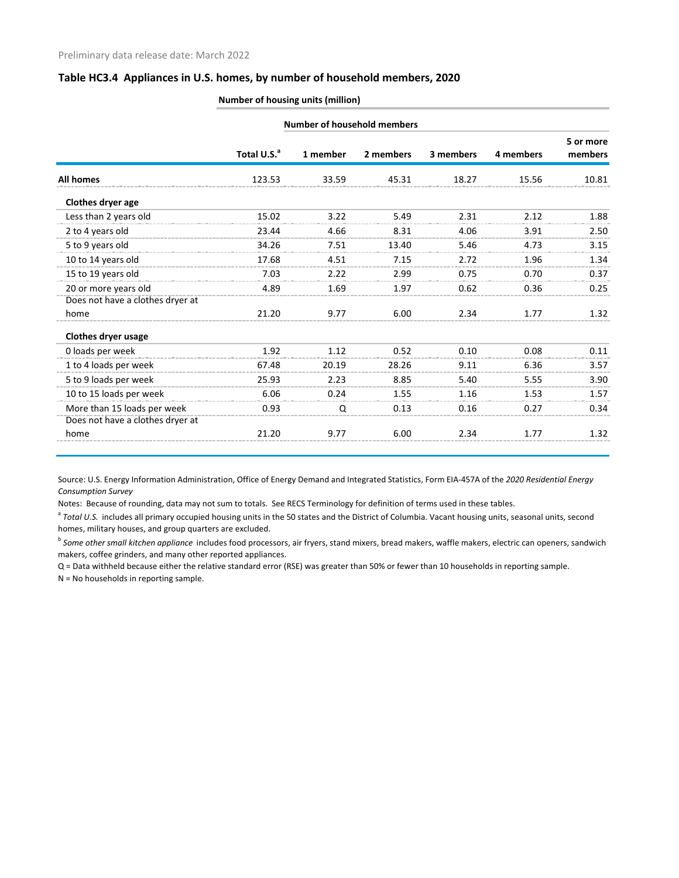Preliminary data release date: March 2022

## Table HC3.4 Appliances in U.S. homes, by number of household members, 2020

| | Number of housing units (million) | | | | | |
|---|---|---|---|---|---|---|
| | | Number of household members | | | | |
| | Total U.S.[a] | 1 member | 2 members | 3 members | 4 members | 5 or more members |
| **All homes** | 123.53 | 33.59 | 45.31 | 18.27 | 15.56 | 10.81 |
| **Clothes dryer age** | | | | | | |
| Less than 2 years old | 15.02 | 3.22 | 5.49 | 2.31 | 2.12 | 1.88 |
| 2 to 4 years old | 23.44 | 4.66 | 8.31 | 4.06 | 3.91 | 2.50 |
| 5 to 9 years old | 34.26 | 7.51 | 13.40 | 5.46 | 4.73 | 3.15 |
| 10 to 14 years old | 17.68 | 4.51 | 7.15 | 2.72 | 1.96 | 1.34 |
| 15 to 19 years old | 7.03 | 2.22 | 2.99 | 0.75 | 0.70 | 0.37 |
| 20 or more years old | 4.89 | 1.69 | 1.97 | 0.62 | 0.36 | 0.25 |
| Does not have a clothes dryer at home | 21.20 | 9.77 | 6.00 | 2.34 | 1.77 | 1.32 |
| **Clothes dryer usage** | | | | | | |
| 0 loads per week | 1.92 | 1.12 | 0.52 | 0.10 | 0.08 | 0.11 |
| 1 to 4 loads per week | 67.48 | 20.19 | 28.26 | 9.11 | 6.36 | 3.57 |
| 5 to 9 loads per week | 25.93 | 2.23 | 8.85 | 5.40 | 5.55 | 3.90 |
| 10 to 15 loads per week | 6.06 | 0.24 | 1.55 | 1.16 | 1.53 | 1.57 |
| More than 15 loads per week | 0.93 | Q | 0.13 | 0.16 | 0.27 | 0.34 |
| Does not have a clothes dryer at home | 21.20 | 9.77 | 6.00 | 2.34 | 1.77 | 1.32 |

Source: U.S. Energy Information Administration, Office of Energy Demand and Integrated Statistics, Form EIA-457A of the *2020 Residential Energy Consumption Survey*

Notes: Because of rounding, data may not sum to totals. See RECS Terminology for definition of terms used in these tables.

[a] *Total U.S.* includes all primary occupied housing units in the 50 states and the District of Columbia. Vacant housing units, seasonal units, second homes, military houses, and group quarters are excluded.

[b] *Some other small kitchen appliance* includes food processors, air fryers, stand mixers, bread makers, waffle makers, electric can openers, sandwich makers, coffee grinders, and many other reported appliances.

Q = Data withheld because either the relative standard error (RSE) was greater than 50% or fewer than 10 households in reporting sample.

N = No households in reporting sample.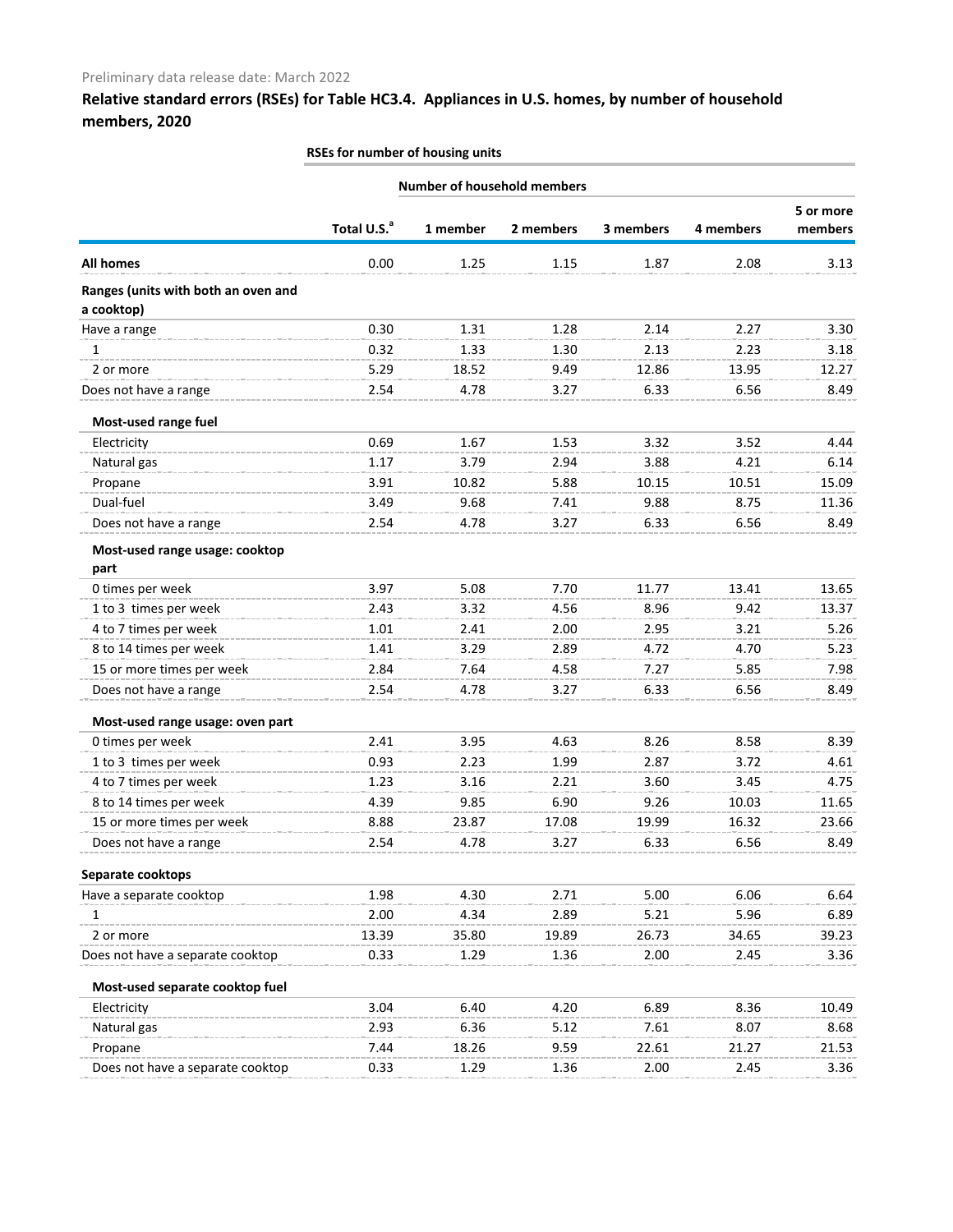Preliminary data release date: March 2022

## Relative standard errors (RSEs) for Table HC3.4. Appliances in U.S. homes, by number of household members, 2020

| | RSEs for number of housing units | | | | | |
|---|---|---|---|---|---|---|
| | | Number of household members | | | | |
| | Total U.S.[a] | 1 member | 2 members | 3 members | 4 members | 5 or more members |
| **All homes** | 0.00 | 1.25 | 1.15 | 1.87 | 2.08 | 3.13 |
| **Ranges (units with both an oven and a cooktop)** | | | | | | |
| Have a range | 0.30 | 1.31 | 1.28 | 2.14 | 2.27 | 3.30 |
| 1 | 0.32 | 1.33 | 1.30 | 2.13 | 2.23 | 3.18 |
| 2 or more | 5.29 | 18.52 | 9.49 | 12.86 | 13.95 | 12.27 |
| Does not have a range | 2.54 | 4.78 | 3.27 | 6.33 | 6.56 | 8.49 |
| **Most-used range fuel** | | | | | | |
| Electricity | 0.69 | 1.67 | 1.53 | 3.32 | 3.52 | 4.44 |
| Natural gas | 1.17 | 3.79 | 2.94 | 3.88 | 4.21 | 6.14 |
| Propane | 3.91 | 10.82 | 5.88 | 10.15 | 10.51 | 15.09 |
| Dual-fuel | 3.49 | 9.68 | 7.41 | 9.88 | 8.75 | 11.36 |
| Does not have a range | 2.54 | 4.78 | 3.27 | 6.33 | 6.56 | 8.49 |
| **Most-used range usage: cooktop part** | | | | | | |
| 0 times per week | 3.97 | 5.08 | 7.70 | 11.77 | 13.41 | 13.65 |
| 1 to 3 times per week | 2.43 | 3.32 | 4.56 | 8.96 | 9.42 | 13.37 |
| 4 to 7 times per week | 1.01 | 2.41 | 2.00 | 2.95 | 3.21 | 5.26 |
| 8 to 14 times per week | 1.41 | 3.29 | 2.89 | 4.72 | 4.70 | 5.23 |
| 15 or more times per week | 2.84 | 7.64 | 4.58 | 7.27 | 5.85 | 7.98 |
| Does not have a range | 2.54 | 4.78 | 3.27 | 6.33 | 6.56 | 8.49 |
| **Most-used range usage: oven part** | | | | | | |
| 0 times per week | 2.41 | 3.95 | 4.63 | 8.26 | 8.58 | 8.39 |
| 1 to 3 times per week | 0.93 | 2.23 | 1.99 | 2.87 | 3.72 | 4.61 |
| 4 to 7 times per week | 1.23 | 3.16 | 2.21 | 3.60 | 3.45 | 4.75 |
| 8 to 14 times per week | 4.39 | 9.85 | 6.90 | 9.26 | 10.03 | 11.65 |
| 15 or more times per week | 8.88 | 23.87 | 17.08 | 19.99 | 16.32 | 23.66 |
| Does not have a range | 2.54 | 4.78 | 3.27 | 6.33 | 6.56 | 8.49 |
| **Separate cooktops** | | | | | | |
| Have a separate cooktop | 1.98 | 4.30 | 2.71 | 5.00 | 6.06 | 6.64 |
| 1 | 2.00 | 4.34 | 2.89 | 5.21 | 5.96 | 6.89 |
| 2 or more | 13.39 | 35.80 | 19.89 | 26.73 | 34.65 | 39.23 |
| Does not have a separate cooktop | 0.33 | 1.29 | 1.36 | 2.00 | 2.45 | 3.36 |
| **Most-used separate cooktop fuel** | | | | | | |
| Electricity | 3.04 | 6.40 | 4.20 | 6.89 | 8.36 | 10.49 |
| Natural gas | 2.93 | 6.36 | 5.12 | 7.61 | 8.07 | 8.68 |
| Propane | 7.44 | 18.26 | 9.59 | 22.61 | 21.27 | 21.53 |
| Does not have a separate cooktop | 0.33 | 1.29 | 1.36 | 2.00 | 2.45 | 3.36 |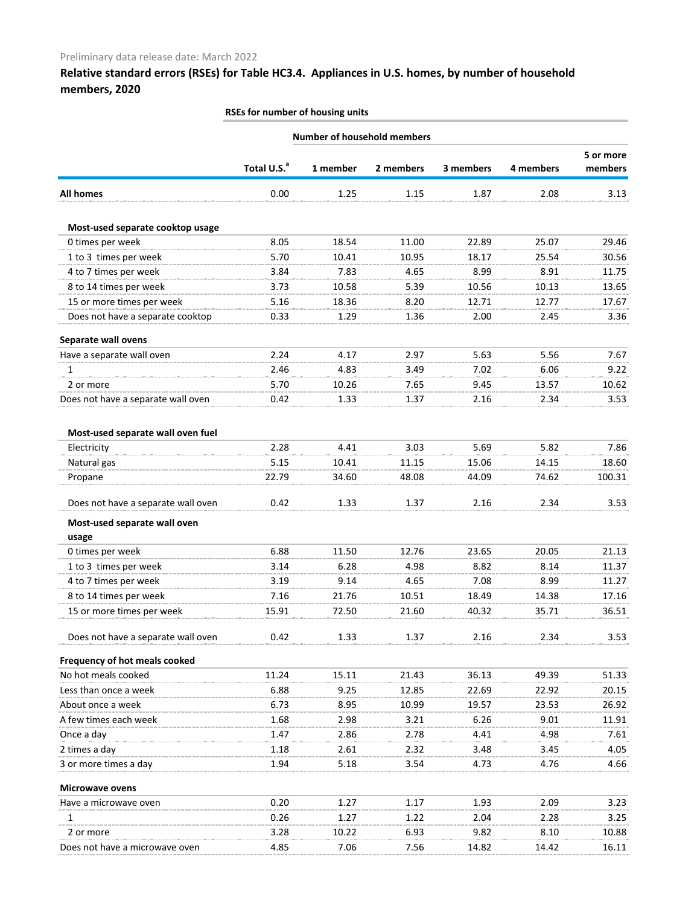Preliminary data release date: March 2022

## Relative standard errors (RSEs) for Table HC3.4. Appliances in U.S. homes, by number of household members, 2020

| | RSEs for number of housing units | | | | | |
|---|---|---|---|---|---|---|
| | | Number of household members | | | | |
| | Total U.S.[a] | 1 member | 2 members | 3 members | 4 members | 5 or more members |
| **All homes** | 0.00 | 1.25 | 1.15 | 1.87 | 2.08 | 3.13 |
| **Most-used separate cooktop usage** | | | | | | |
| 0 times per week | 8.05 | 18.54 | 11.00 | 22.89 | 25.07 | 29.46 |
| 1 to 3 times per week | 5.70 | 10.41 | 10.95 | 18.17 | 25.54 | 30.56 |
| 4 to 7 times per week | 3.84 | 7.83 | 4.65 | 8.99 | 8.91 | 11.75 |
| 8 to 14 times per week | 3.73 | 10.58 | 5.39 | 10.56 | 10.13 | 13.65 |
| 15 or more times per week | 5.16 | 18.36 | 8.20 | 12.71 | 12.77 | 17.67 |
| Does not have a separate cooktop | 0.33 | 1.29 | 1.36 | 2.00 | 2.45 | 3.36 |
| **Separate wall ovens** | | | | | | |
| Have a separate wall oven | 2.24 | 4.17 | 2.97 | 5.63 | 5.56 | 7.67 |
| 1 | 2.46 | 4.83 | 3.49 | 7.02 | 6.06 | 9.22 |
| 2 or more | 5.70 | 10.26 | 7.65 | 9.45 | 13.57 | 10.62 |
| Does not have a separate wall oven | 0.42 | 1.33 | 1.37 | 2.16 | 2.34 | 3.53 |
| **Most-used separate wall oven fuel** | | | | | | |
| Electricity | 2.28 | 4.41 | 3.03 | 5.69 | 5.82 | 7.86 |
| Natural gas | 5.15 | 10.41 | 11.15 | 15.06 | 14.15 | 18.60 |
| Propane | 22.79 | 34.60 | 48.08 | 44.09 | 74.62 | 100.31 |
| Does not have a separate wall oven | 0.42 | 1.33 | 1.37 | 2.16 | 2.34 | 3.53 |
| **Most-used separate wall oven usage** | | | | | | |
| 0 times per week | 6.88 | 11.50 | 12.76 | 23.65 | 20.05 | 21.13 |
| 1 to 3 times per week | 3.14 | 6.28 | 4.98 | 8.82 | 8.14 | 11.37 |
| 4 to 7 times per week | 3.19 | 9.14 | 4.65 | 7.08 | 8.99 | 11.27 |
| 8 to 14 times per week | 7.16 | 21.76 | 10.51 | 18.49 | 14.38 | 17.16 |
| 15 or more times per week | 15.91 | 72.50 | 21.60 | 40.32 | 35.71 | 36.51 |
| Does not have a separate wall oven | 0.42 | 1.33 | 1.37 | 2.16 | 2.34 | 3.53 |
| **Frequency of hot meals cooked** | | | | | | |
| No hot meals cooked | 11.24 | 15.11 | 21.43 | 36.13 | 49.39 | 51.33 |
| Less than once a week | 6.88 | 9.25 | 12.85 | 22.69 | 22.92 | 20.15 |
| About once a week | 6.73 | 8.95 | 10.99 | 19.57 | 23.53 | 26.92 |
| A few times each week | 1.68 | 2.98 | 3.21 | 6.26 | 9.01 | 11.91 |
| Once a day | 1.47 | 2.86 | 2.78 | 4.41 | 4.98 | 7.61 |
| 2 times a day | 1.18 | 2.61 | 2.32 | 3.48 | 3.45 | 4.05 |
| 3 or more times a day | 1.94 | 5.18 | 3.54 | 4.73 | 4.76 | 4.66 |
| **Microwave ovens** | | | | | | |
| Have a microwave oven | 0.20 | 1.27 | 1.17 | 1.93 | 2.09 | 3.23 |
| 1 | 0.26 | 1.27 | 1.22 | 2.04 | 2.28 | 3.25 |
| 2 or more | 3.28 | 10.22 | 6.93 | 9.82 | 8.10 | 10.88 |
| Does not have a microwave oven | 4.85 | 7.06 | 7.56 | 14.82 | 14.42 | 16.11 |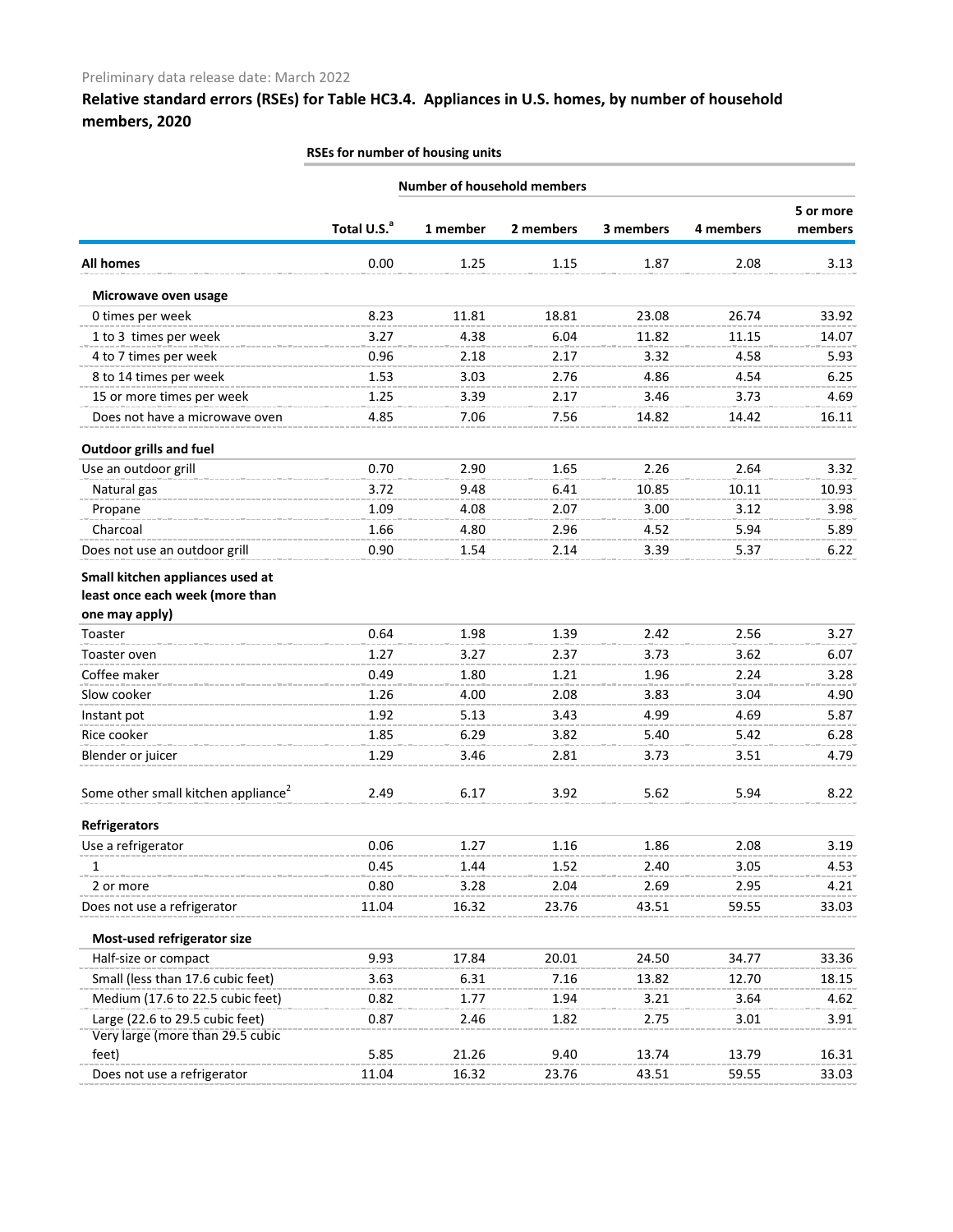Preliminary data release date: March 2022

## Relative standard errors (RSEs) for Table HC3.4. Appliances in U.S. homes, by number of household members, 2020

| | RSEs for number of housing units | | | | | |
|---|---|---|---|---|---|---|
| | | Number of household members | | | | |
| | Total U.S.[a] | 1 member | 2 members | 3 members | 4 members | 5 or more members |
| **All homes** | 0.00 | 1.25 | 1.15 | 1.87 | 2.08 | 3.13 |
| **Microwave oven usage** | | | | | | |
| 0 times per week | 8.23 | 11.81 | 18.81 | 23.08 | 26.74 | 33.92 |
| 1 to 3 times per week | 3.27 | 4.38 | 6.04 | 11.82 | 11.15 | 14.07 |
| 4 to 7 times per week | 0.96 | 2.18 | 2.17 | 3.32 | 4.58 | 5.93 |
| 8 to 14 times per week | 1.53 | 3.03 | 2.76 | 4.86 | 4.54 | 6.25 |
| 15 or more times per week | 1.25 | 3.39 | 2.17 | 3.46 | 3.73 | 4.69 |
| Does not have a microwave oven | 4.85 | 7.06 | 7.56 | 14.82 | 14.42 | 16.11 |
| **Outdoor grills and fuel** | | | | | | |
| Use an outdoor grill | 0.70 | 2.90 | 1.65 | 2.26 | 2.64 | 3.32 |
| Natural gas | 3.72 | 9.48 | 6.41 | 10.85 | 10.11 | 10.93 |
| Propane | 1.09 | 4.08 | 2.07 | 3.00 | 3.12 | 3.98 |
| Charcoal | 1.66 | 4.80 | 2.96 | 4.52 | 5.94 | 5.89 |
| Does not use an outdoor grill | 0.90 | 1.54 | 2.14 | 3.39 | 5.37 | 6.22 |
| **Small kitchen appliances used at least once each week (more than one may apply)** | | | | | | |
| Toaster | 0.64 | 1.98 | 1.39 | 2.42 | 2.56 | 3.27 |
| Toaster oven | 1.27 | 3.27 | 2.37 | 3.73 | 3.62 | 6.07 |
| Coffee maker | 0.49 | 1.80 | 1.21 | 1.96 | 2.24 | 3.28 |
| Slow cooker | 1.26 | 4.00 | 2.08 | 3.83 | 3.04 | 4.90 |
| Instant pot | 1.92 | 5.13 | 3.43 | 4.99 | 4.69 | 5.87 |
| Rice cooker | 1.85 | 6.29 | 3.82 | 5.40 | 5.42 | 6.28 |
| Blender or juicer | 1.29 | 3.46 | 2.81 | 3.73 | 3.51 | 4.79 |
| Some other small kitchen appliance[2] | 2.49 | 6.17 | 3.92 | 5.62 | 5.94 | 8.22 |
| **Refrigerators** | | | | | | |
| Use a refrigerator | 0.06 | 1.27 | 1.16 | 1.86 | 2.08 | 3.19 |
| 1 | 0.45 | 1.44 | 1.52 | 2.40 | 3.05 | 4.53 |
| 2 or more | 0.80 | 3.28 | 2.04 | 2.69 | 2.95 | 4.21 |
| Does not use a refrigerator | 11.04 | 16.32 | 23.76 | 43.51 | 59.55 | 33.03 |
| **Most-used refrigerator size** | | | | | | |
| Half-size or compact | 9.93 | 17.84 | 20.01 | 24.50 | 34.77 | 33.36 |
| Small (less than 17.6 cubic feet) | 3.63 | 6.31 | 7.16 | 13.82 | 12.70 | 18.15 |
| Medium (17.6 to 22.5 cubic feet) | 0.82 | 1.77 | 1.94 | 3.21 | 3.64 | 4.62 |
| Large (22.6 to 29.5 cubic feet) | 0.87 | 2.46 | 1.82 | 2.75 | 3.01 | 3.91 |
| Very large (more than 29.5 cubic feet) | 5.85 | 21.26 | 9.40 | 13.74 | 13.79 | 16.31 |
| Does not use a refrigerator | 11.04 | 16.32 | 23.76 | 43.51 | 59.55 | 33.03 |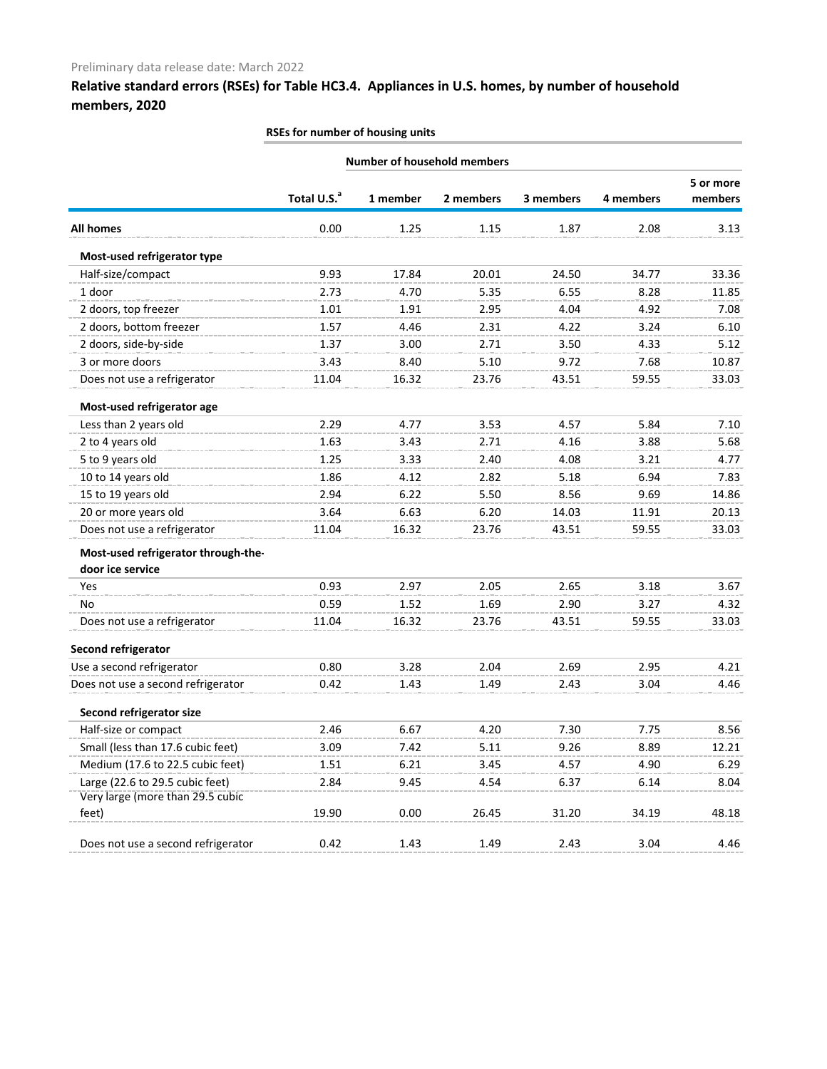Preliminary data release date: March 2022

## Relative standard errors (RSEs) for Table HC3.4. Appliances in U.S. homes, by number of household members, 2020

| | RSEs for number of housing units | | | | | |
|---|---|---|---|---|---|---|
| | | Number of household members | | | | |
| | Total U.S.[a] | 1 member | 2 members | 3 members | 4 members | 5 or more members |
| **All homes** | 0.00 | 1.25 | 1.15 | 1.87 | 2.08 | 3.13 |
| **Most-used refrigerator type** | | | | | | |
| Half-size/compact | 9.93 | 17.84 | 20.01 | 24.50 | 34.77 | 33.36 |
| 1 door | 2.73 | 4.70 | 5.35 | 6.55 | 8.28 | 11.85 |
| 2 doors, top freezer | 1.01 | 1.91 | 2.95 | 4.04 | 4.92 | 7.08 |
| 2 doors, bottom freezer | 1.57 | 4.46 | 2.31 | 4.22 | 3.24 | 6.10 |
| 2 doors, side-by-side | 1.37 | 3.00 | 2.71 | 3.50 | 4.33 | 5.12 |
| 3 or more doors | 3.43 | 8.40 | 5.10 | 9.72 | 7.68 | 10.87 |
| Does not use a refrigerator | 11.04 | 16.32 | 23.76 | 43.51 | 59.55 | 33.03 |
| **Most-used refrigerator age** | | | | | | |
| Less than 2 years old | 2.29 | 4.77 | 3.53 | 4.57 | 5.84 | 7.10 |
| 2 to 4 years old | 1.63 | 3.43 | 2.71 | 4.16 | 3.88 | 5.68 |
| 5 to 9 years old | 1.25 | 3.33 | 2.40 | 4.08 | 3.21 | 4.77 |
| 10 to 14 years old | 1.86 | 4.12 | 2.82 | 5.18 | 6.94 | 7.83 |
| 15 to 19 years old | 2.94 | 6.22 | 5.50 | 8.56 | 9.69 | 14.86 |
| 20 or more years old | 3.64 | 6.63 | 6.20 | 14.03 | 11.91 | 20.13 |
| Does not use a refrigerator | 11.04 | 16.32 | 23.76 | 43.51 | 59.55 | 33.03 |
| **Most-used refrigerator through-the-door ice service** | | | | | | |
| Yes | 0.93 | 2.97 | 2.05 | 2.65 | 3.18 | 3.67 |
| No | 0.59 | 1.52 | 1.69 | 2.90 | 3.27 | 4.32 |
| Does not use a refrigerator | 11.04 | 16.32 | 23.76 | 43.51 | 59.55 | 33.03 |
| **Second refrigerator** | | | | | | |
| Use a second refrigerator | 0.80 | 3.28 | 2.04 | 2.69 | 2.95 | 4.21 |
| Does not use a second refrigerator | 0.42 | 1.43 | 1.49 | 2.43 | 3.04 | 4.46 |
| **Second refrigerator size** | | | | | | |
| Half-size or compact | 2.46 | 6.67 | 4.20 | 7.30 | 7.75 | 8.56 |
| Small (less than 17.6 cubic feet) | 3.09 | 7.42 | 5.11 | 9.26 | 8.89 | 12.21 |
| Medium (17.6 to 22.5 cubic feet) | 1.51 | 6.21 | 3.45 | 4.57 | 4.90 | 6.29 |
| Large (22.6 to 29.5 cubic feet) | 2.84 | 9.45 | 4.54 | 6.37 | 6.14 | 8.04 |
| Very large (more than 29.5 cubic feet) | 19.90 | 0.00 | 26.45 | 31.20 | 34.19 | 48.18 |
| Does not use a second refrigerator | 0.42 | 1.43 | 1.49 | 2.43 | 3.04 | 4.46 |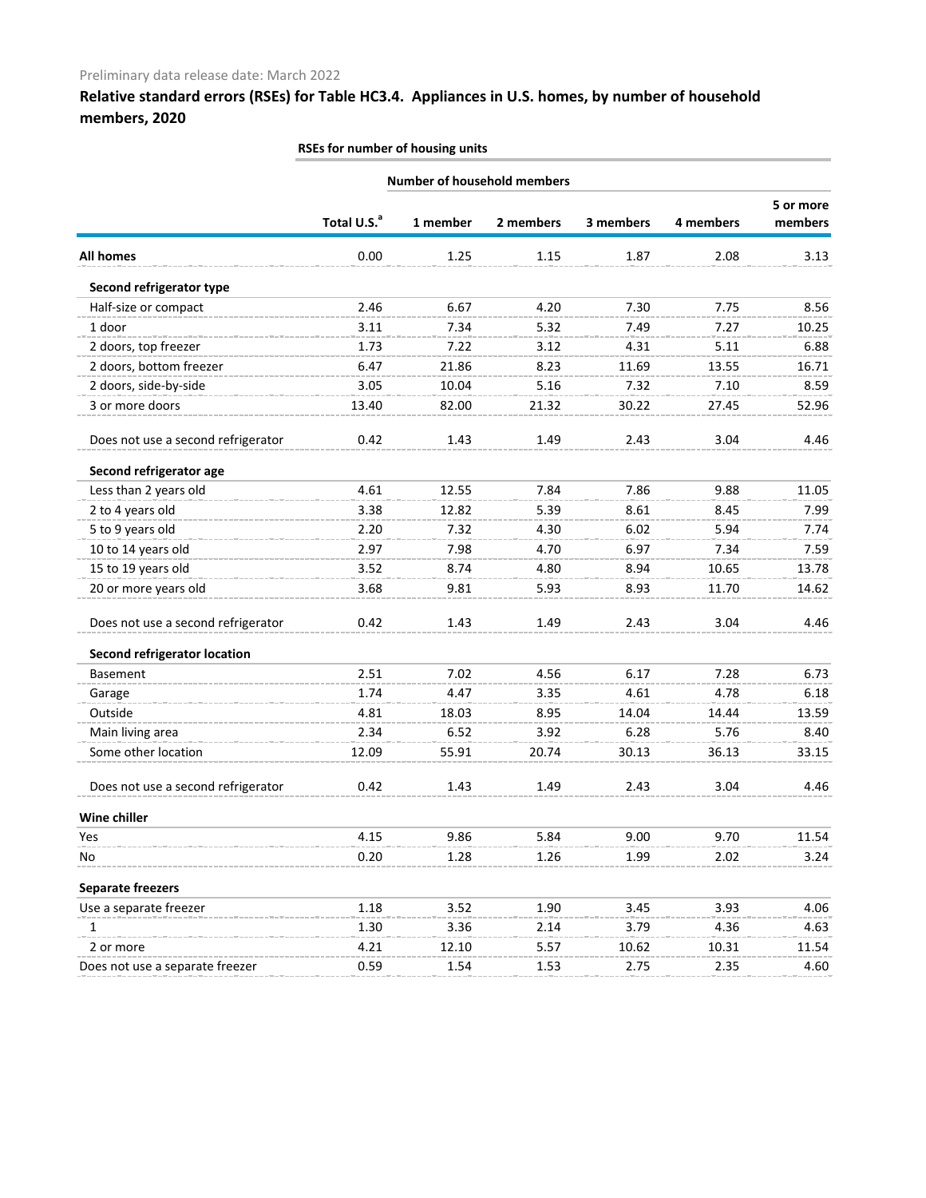Preliminary data release date: March 2022

## Relative standard errors (RSEs) for Table HC3.4. Appliances in U.S. homes, by number of household members, 2020

| | RSEs for number of housing units | | | | | |
|---|---|---|---|---|---|---|
| | | Number of household members | | | | |
| | Total U.S.[a] | 1 member | 2 members | 3 members | 4 members | 5 or more members |
| **All homes** | 0.00 | 1.25 | 1.15 | 1.87 | 2.08 | 3.13 |
| **Second refrigerator type** | | | | | | |
| Half-size or compact | 2.46 | 6.67 | 4.20 | 7.30 | 7.75 | 8.56 |
| 1 door | 3.11 | 7.34 | 5.32 | 7.49 | 7.27 | 10.25 |
| 2 doors, top freezer | 1.73 | 7.22 | 3.12 | 4.31 | 5.11 | 6.88 |
| 2 doors, bottom freezer | 6.47 | 21.86 | 8.23 | 11.69 | 13.55 | 16.71 |
| 2 doors, side-by-side | 3.05 | 10.04 | 5.16 | 7.32 | 7.10 | 8.59 |
| 3 or more doors | 13.40 | 82.00 | 21.32 | 30.22 | 27.45 | 52.96 |
| Does not use a second refrigerator | 0.42 | 1.43 | 1.49 | 2.43 | 3.04 | 4.46 |
| **Second refrigerator age** | | | | | | |
| Less than 2 years old | 4.61 | 12.55 | 7.84 | 7.86 | 9.88 | 11.05 |
| 2 to 4 years old | 3.38 | 12.82 | 5.39 | 8.61 | 8.45 | 7.99 |
| 5 to 9 years old | 2.20 | 7.32 | 4.30 | 6.02 | 5.94 | 7.74 |
| 10 to 14 years old | 2.97 | 7.98 | 4.70 | 6.97 | 7.34 | 7.59 |
| 15 to 19 years old | 3.52 | 8.74 | 4.80 | 8.94 | 10.65 | 13.78 |
| 20 or more years old | 3.68 | 9.81 | 5.93 | 8.93 | 11.70 | 14.62 |
| Does not use a second refrigerator | 0.42 | 1.43 | 1.49 | 2.43 | 3.04 | 4.46 |
| **Second refrigerator location** | | | | | | |
| Basement | 2.51 | 7.02 | 4.56 | 6.17 | 7.28 | 6.73 |
| Garage | 1.74 | 4.47 | 3.35 | 4.61 | 4.78 | 6.18 |
| Outside | 4.81 | 18.03 | 8.95 | 14.04 | 14.44 | 13.59 |
| Main living area | 2.34 | 6.52 | 3.92 | 6.28 | 5.76 | 8.40 |
| Some other location | 12.09 | 55.91 | 20.74 | 30.13 | 36.13 | 33.15 |
| Does not use a second refrigerator | 0.42 | 1.43 | 1.49 | 2.43 | 3.04 | 4.46 |
| **Wine chiller** | | | | | | |
| Yes | 4.15 | 9.86 | 5.84 | 9.00 | 9.70 | 11.54 |
| No | 0.20 | 1.28 | 1.26 | 1.99 | 2.02 | 3.24 |
| **Separate freezers** | | | | | | |
| Use a separate freezer | 1.18 | 3.52 | 1.90 | 3.45 | 3.93 | 4.06 |
| 1 | 1.30 | 3.36 | 2.14 | 3.79 | 4.36 | 4.63 |
| 2 or more | 4.21 | 12.10 | 5.57 | 10.62 | 10.31 | 11.54 |
| Does not use a separate freezer | 0.59 | 1.54 | 1.53 | 2.75 | 2.35 | 4.60 |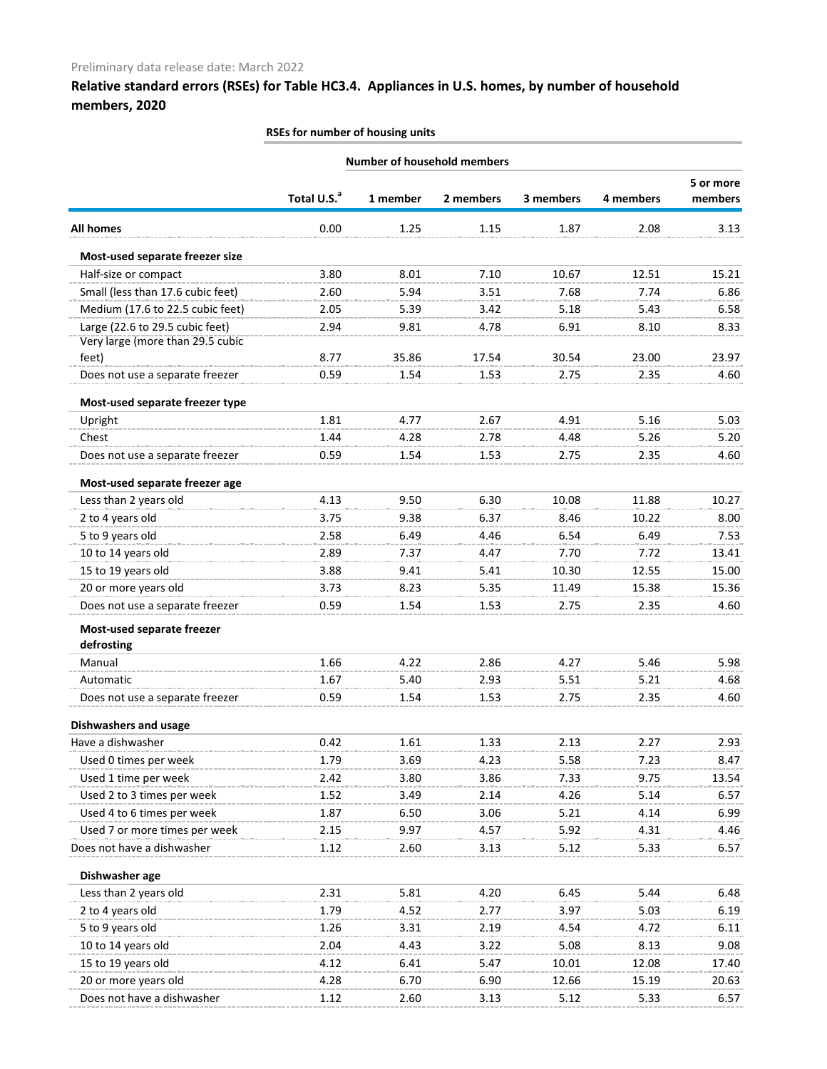Preliminary data release date: March 2022

## Relative standard errors (RSEs) for Table HC3.4. Appliances in U.S. homes, by number of household members, 2020

| | RSEs for number of housing units | | | | | |
|---|---|---|---|---|---|---|
| | | Number of household members | | | | |
| | Total U.S.[a] | 1 member | 2 members | 3 members | 4 members | 5 or more members |
| **All homes** | 0.00 | 1.25 | 1.15 | 1.87 | 2.08 | 3.13 |
| **Most-used separate freezer size** | | | | | | |
| Half-size or compact | 3.80 | 8.01 | 7.10 | 10.67 | 12.51 | 15.21 |
| Small (less than 17.6 cubic feet) | 2.60 | 5.94 | 3.51 | 7.68 | 7.74 | 6.86 |
| Medium (17.6 to 22.5 cubic feet) | 2.05 | 5.39 | 3.42 | 5.18 | 5.43 | 6.58 |
| Large (22.6 to 29.5 cubic feet) | 2.94 | 9.81 | 4.78 | 6.91 | 8.10 | 8.33 |
| Very large (more than 29.5 cubic feet) | 8.77 | 35.86 | 17.54 | 30.54 | 23.00 | 23.97 |
| Does not use a separate freezer | 0.59 | 1.54 | 1.53 | 2.75 | 2.35 | 4.60 |
| **Most-used separate freezer type** | | | | | | |
| Upright | 1.81 | 4.77 | 2.67 | 4.91 | 5.16 | 5.03 |
| Chest | 1.44 | 4.28 | 2.78 | 4.48 | 5.26 | 5.20 |
| Does not use a separate freezer | 0.59 | 1.54 | 1.53 | 2.75 | 2.35 | 4.60 |
| **Most-used separate freezer age** | | | | | | |
| Less than 2 years old | 4.13 | 9.50 | 6.30 | 10.08 | 11.88 | 10.27 |
| 2 to 4 years old | 3.75 | 9.38 | 6.37 | 8.46 | 10.22 | 8.00 |
| 5 to 9 years old | 2.58 | 6.49 | 4.46 | 6.54 | 6.49 | 7.53 |
| 10 to 14 years old | 2.89 | 7.37 | 4.47 | 7.70 | 7.72 | 13.41 |
| 15 to 19 years old | 3.88 | 9.41 | 5.41 | 10.30 | 12.55 | 15.00 |
| 20 or more years old | 3.73 | 8.23 | 5.35 | 11.49 | 15.38 | 15.36 |
| Does not use a separate freezer | 0.59 | 1.54 | 1.53 | 2.75 | 2.35 | 4.60 |
| **Most-used separate freezer defrosting** | | | | | | |
| Manual | 1.66 | 4.22 | 2.86 | 4.27 | 5.46 | 5.98 |
| Automatic | 1.67 | 5.40 | 2.93 | 5.51 | 5.21 | 4.68 |
| Does not use a separate freezer | 0.59 | 1.54 | 1.53 | 2.75 | 2.35 | 4.60 |
| **Dishwashers and usage** | | | | | | |
| Have a dishwasher | 0.42 | 1.61 | 1.33 | 2.13 | 2.27 | 2.93 |
| Used 0 times per week | 1.79 | 3.69 | 4.23 | 5.58 | 7.23 | 8.47 |
| Used 1 time per week | 2.42 | 3.80 | 3.86 | 7.33 | 9.75 | 13.54 |
| Used 2 to 3 times per week | 1.52 | 3.49 | 2.14 | 4.26 | 5.14 | 6.57 |
| Used 4 to 6 times per week | 1.87 | 6.50 | 3.06 | 5.21 | 4.14 | 6.99 |
| Used 7 or more times per week | 2.15 | 9.97 | 4.57 | 5.92 | 4.31 | 4.46 |
| Does not have a dishwasher | 1.12 | 2.60 | 3.13 | 5.12 | 5.33 | 6.57 |
| **Dishwasher age** | | | | | | |
| Less than 2 years old | 2.31 | 5.81 | 4.20 | 6.45 | 5.44 | 6.48 |
| 2 to 4 years old | 1.79 | 4.52 | 2.77 | 3.97 | 5.03 | 6.19 |
| 5 to 9 years old | 1.26 | 3.31 | 2.19 | 4.54 | 4.72 | 6.11 |
| 10 to 14 years old | 2.04 | 4.43 | 3.22 | 5.08 | 8.13 | 9.08 |
| 15 to 19 years old | 4.12 | 6.41 | 5.47 | 10.01 | 12.08 | 17.40 |
| 20 or more years old | 4.28 | 6.70 | 6.90 | 12.66 | 15.19 | 20.63 |
| Does not have a dishwasher | 1.12 | 2.60 | 3.13 | 5.12 | 5.33 | 6.57 |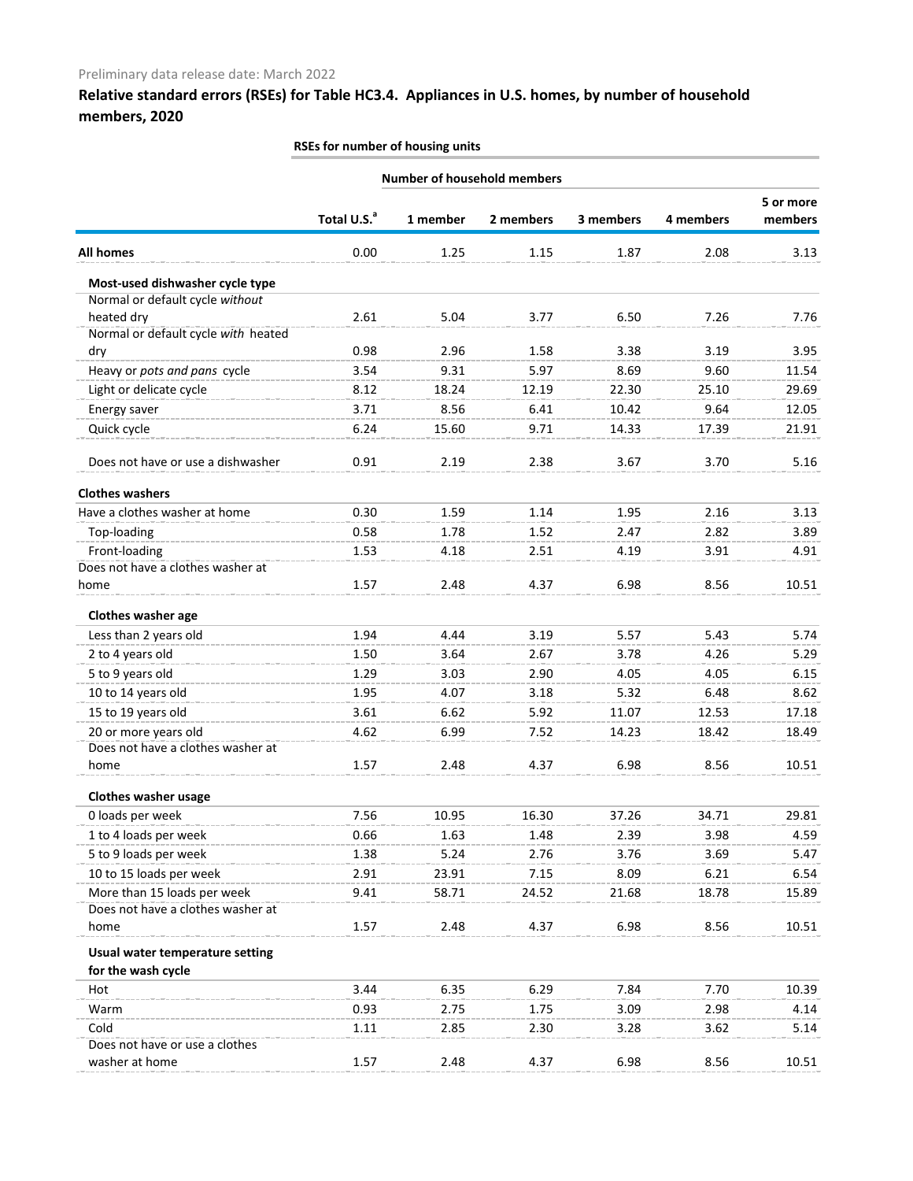Preliminary data release date: March 2022

## Relative standard errors (RSEs) for Table HC3.4. Appliances in U.S. homes, by number of household members, 2020

| | RSEs for number of housing units | | | | | |
|---|---|---|---|---|---|---|
| | | Number of household members | | | | |
| | Total U.S.[a] | 1 member | 2 members | 3 members | 4 members | 5 or more members |
| **All homes** | 0.00 | 1.25 | 1.15 | 1.87 | 2.08 | 3.13 |
| **Most-used dishwasher cycle type** | | | | | | |
| Normal or default cycle *without* heated dry | 2.61 | 5.04 | 3.77 | 6.50 | 7.26 | 7.76 |
| Normal or default cycle *with* heated dry | 0.98 | 2.96 | 1.58 | 3.38 | 3.19 | 3.95 |
| Heavy or *pots and pans* cycle | 3.54 | 9.31 | 5.97 | 8.69 | 9.60 | 11.54 |
| Light or delicate cycle | 8.12 | 18.24 | 12.19 | 22.30 | 25.10 | 29.69 |
| Energy saver | 3.71 | 8.56 | 6.41 | 10.42 | 9.64 | 12.05 |
| Quick cycle | 6.24 | 15.60 | 9.71 | 14.33 | 17.39 | 21.91 |
| Does not have or use a dishwasher | 0.91 | 2.19 | 2.38 | 3.67 | 3.70 | 5.16 |
| **Clothes washers** | | | | | | |
| Have a clothes washer at home | 0.30 | 1.59 | 1.14 | 1.95 | 2.16 | 3.13 |
| Top-loading | 0.58 | 1.78 | 1.52 | 2.47 | 2.82 | 3.89 |
| Front-loading | 1.53 | 4.18 | 2.51 | 4.19 | 3.91 | 4.91 |
| Does not have a clothes washer at home | 1.57 | 2.48 | 4.37 | 6.98 | 8.56 | 10.51 |
| **Clothes washer age** | | | | | | |
| Less than 2 years old | 1.94 | 4.44 | 3.19 | 5.57 | 5.43 | 5.74 |
| 2 to 4 years old | 1.50 | 3.64 | 2.67 | 3.78 | 4.26 | 5.29 |
| 5 to 9 years old | 1.29 | 3.03 | 2.90 | 4.05 | 4.05 | 6.15 |
| 10 to 14 years old | 1.95 | 4.07 | 3.18 | 5.32 | 6.48 | 8.62 |
| 15 to 19 years old | 3.61 | 6.62 | 5.92 | 11.07 | 12.53 | 17.18 |
| 20 or more years old | 4.62 | 6.99 | 7.52 | 14.23 | 18.42 | 18.49 |
| Does not have a clothes washer at home | 1.57 | 2.48 | 4.37 | 6.98 | 8.56 | 10.51 |
| **Clothes washer usage** | | | | | | |
| 0 loads per week | 7.56 | 10.95 | 16.30 | 37.26 | 34.71 | 29.81 |
| 1 to 4 loads per week | 0.66 | 1.63 | 1.48 | 2.39 | 3.98 | 4.59 |
| 5 to 9 loads per week | 1.38 | 5.24 | 2.76 | 3.76 | 3.69 | 5.47 |
| 10 to 15 loads per week | 2.91 | 23.91 | 7.15 | 8.09 | 6.21 | 6.54 |
| More than 15 loads per week | 9.41 | 58.71 | 24.52 | 21.68 | 18.78 | 15.89 |
| Does not have a clothes washer at home | 1.57 | 2.48 | 4.37 | 6.98 | 8.56 | 10.51 |
| **Usual water temperature setting for the wash cycle** | | | | | | |
| Hot | 3.44 | 6.35 | 6.29 | 7.84 | 7.70 | 10.39 |
| Warm | 0.93 | 2.75 | 1.75 | 3.09 | 2.98 | 4.14 |
| Cold | 1.11 | 2.85 | 2.30 | 3.28 | 3.62 | 5.14 |
| Does not have or use a clothes washer at home | 1.57 | 2.48 | 4.37 | 6.98 | 8.56 | 10.51 |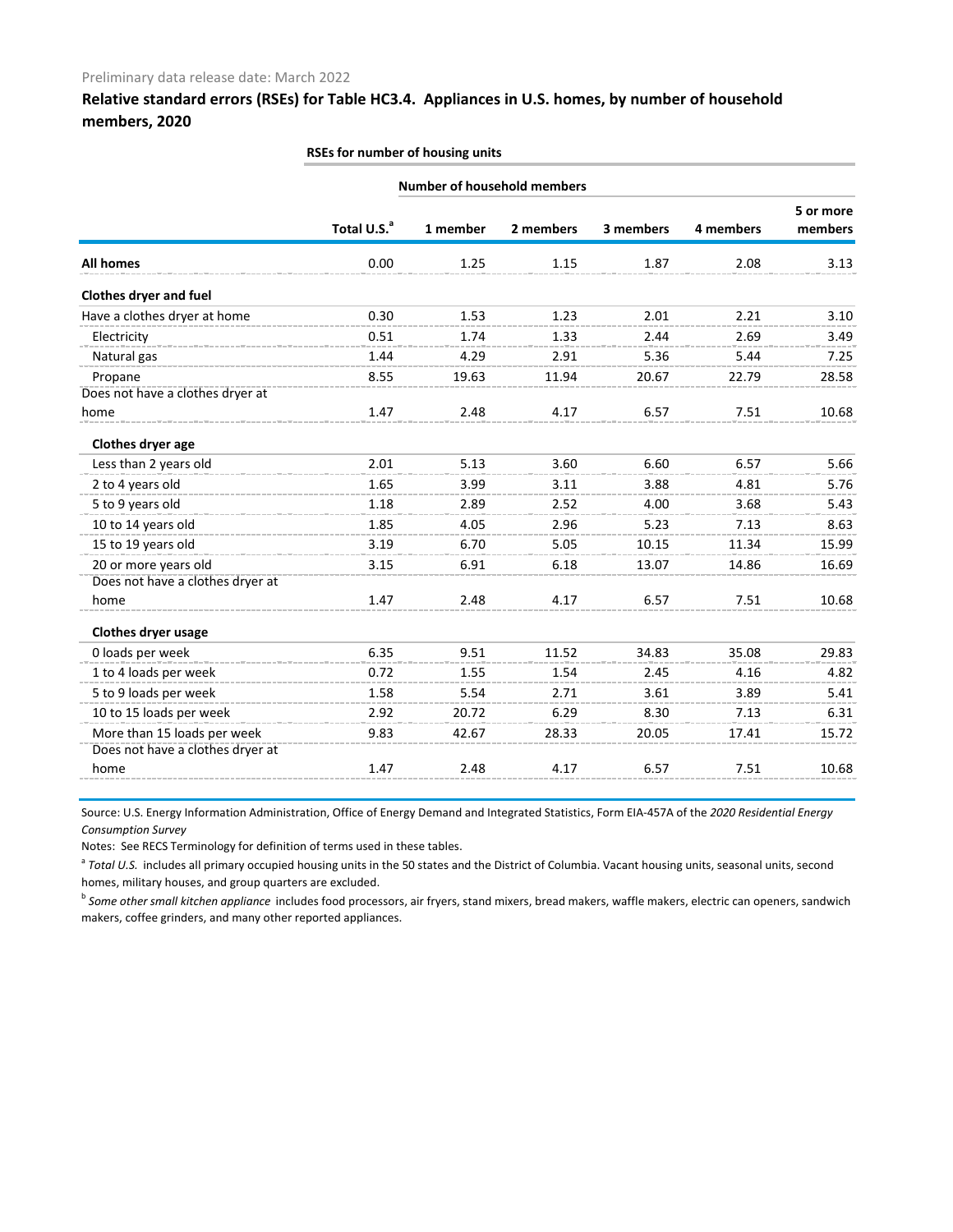Preliminary data release date: March 2022

## Relative standard errors (RSEs) for Table HC3.4. Appliances in U.S. homes, by number of household members, 2020

| | RSEs for number of housing units | | | | | |
|---|---|---|---|---|---|---|
| | | Number of household members | | | | |
| | Total U.S.[a] | 1 member | 2 members | 3 members | 4 members | 5 or more members |
| **All homes** | 0.00 | 1.25 | 1.15 | 1.87 | 2.08 | 3.13 |
| **Clothes dryer and fuel** | | | | | | |
| Have a clothes dryer at home | 0.30 | 1.53 | 1.23 | 2.01 | 2.21 | 3.10 |
| Electricity | 0.51 | 1.74 | 1.33 | 2.44 | 2.69 | 3.49 |
| Natural gas | 1.44 | 4.29 | 2.91 | 5.36 | 5.44 | 7.25 |
| Propane | 8.55 | 19.63 | 11.94 | 20.67 | 22.79 | 28.58 |
| Does not have a clothes dryer at home | 1.47 | 2.48 | 4.17 | 6.57 | 7.51 | 10.68 |
| **Clothes dryer age** | | | | | | |
| Less than 2 years old | 2.01 | 5.13 | 3.60 | 6.60 | 6.57 | 5.66 |
| 2 to 4 years old | 1.65 | 3.99 | 3.11 | 3.88 | 4.81 | 5.76 |
| 5 to 9 years old | 1.18 | 2.89 | 2.52 | 4.00 | 3.68 | 5.43 |
| 10 to 14 years old | 1.85 | 4.05 | 2.96 | 5.23 | 7.13 | 8.63 |
| 15 to 19 years old | 3.19 | 6.70 | 5.05 | 10.15 | 11.34 | 15.99 |
| 20 or more years old | 3.15 | 6.91 | 6.18 | 13.07 | 14.86 | 16.69 |
| Does not have a clothes dryer at home | 1.47 | 2.48 | 4.17 | 6.57 | 7.51 | 10.68 |
| **Clothes dryer usage** | | | | | | |
| 0 loads per week | 6.35 | 9.51 | 11.52 | 34.83 | 35.08 | 29.83 |
| 1 to 4 loads per week | 0.72 | 1.55 | 1.54 | 2.45 | 4.16 | 4.82 |
| 5 to 9 loads per week | 1.58 | 5.54 | 2.71 | 3.61 | 3.89 | 5.41 |
| 10 to 15 loads per week | 2.92 | 20.72 | 6.29 | 8.30 | 7.13 | 6.31 |
| More than 15 loads per week | 9.83 | 42.67 | 28.33 | 20.05 | 17.41 | 15.72 |
| Does not have a clothes dryer at home | 1.47 | 2.48 | 4.17 | 6.57 | 7.51 | 10.68 |

Source: U.S. Energy Information Administration, Office of Energy Demand and Integrated Statistics, Form EIA-457A of the *2020 Residential Energy Consumption Survey*

Notes: See RECS Terminology for definition of terms used in these tables.

[a] *Total U.S.* includes all primary occupied housing units in the 50 states and the District of Columbia. Vacant housing units, seasonal units, second homes, military houses, and group quarters are excluded.

[b] *Some other small kitchen appliance* includes food processors, air fryers, stand mixers, bread makers, waffle makers, electric can openers, sandwich makers, coffee grinders, and many other reported appliances.